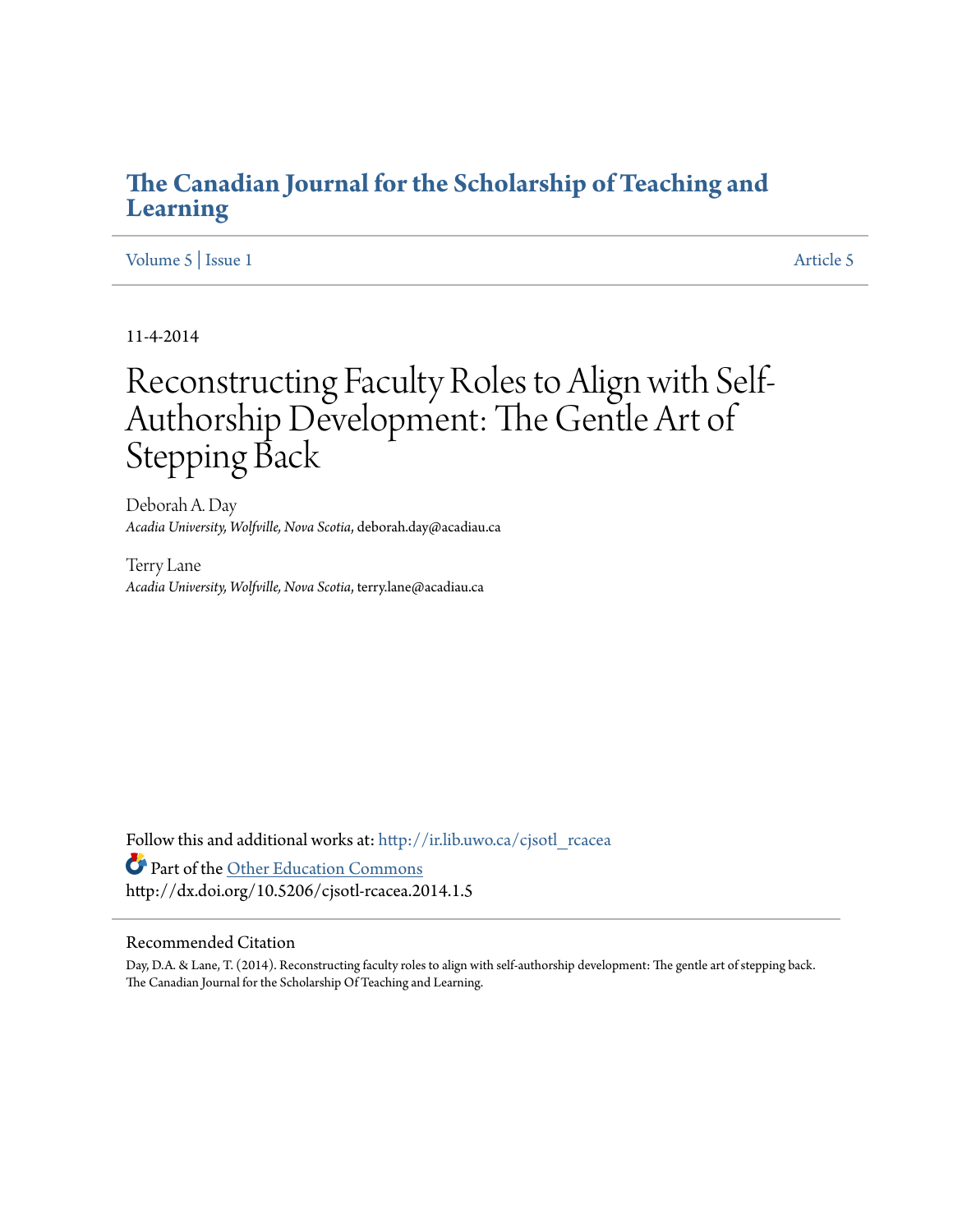# The Canadian Journal for the Scholarship of Teaching and Learning

Volume 5 | Issue 1 Article 5

11-4-2014

# Reconstructing Faculty Roles to Align with Self-Authorship Development: The Gentle Art of Stepping Back

Deborah A. Day
*Acadia University, Wolfville, Nova Scotia*, deborah.day@acadiau.ca

Terry Lane
*Acadia University, Wolfville, Nova Scotia*, terry.lane@acadiau.ca

Follow this and additional works at: http://ir.lib.uwo.ca/cjsotl_rcacea

Part of the Other Education Commons
http://dx.doi.org/10.5206/cjsotl-rcacea.2014.1.5

## Recommended Citation

Day, D.A. & Lane, T. (2014). Reconstructing faculty roles to align with self-authorship development: The gentle art of stepping back. The Canadian Journal for the Scholarship Of Teaching and Learning.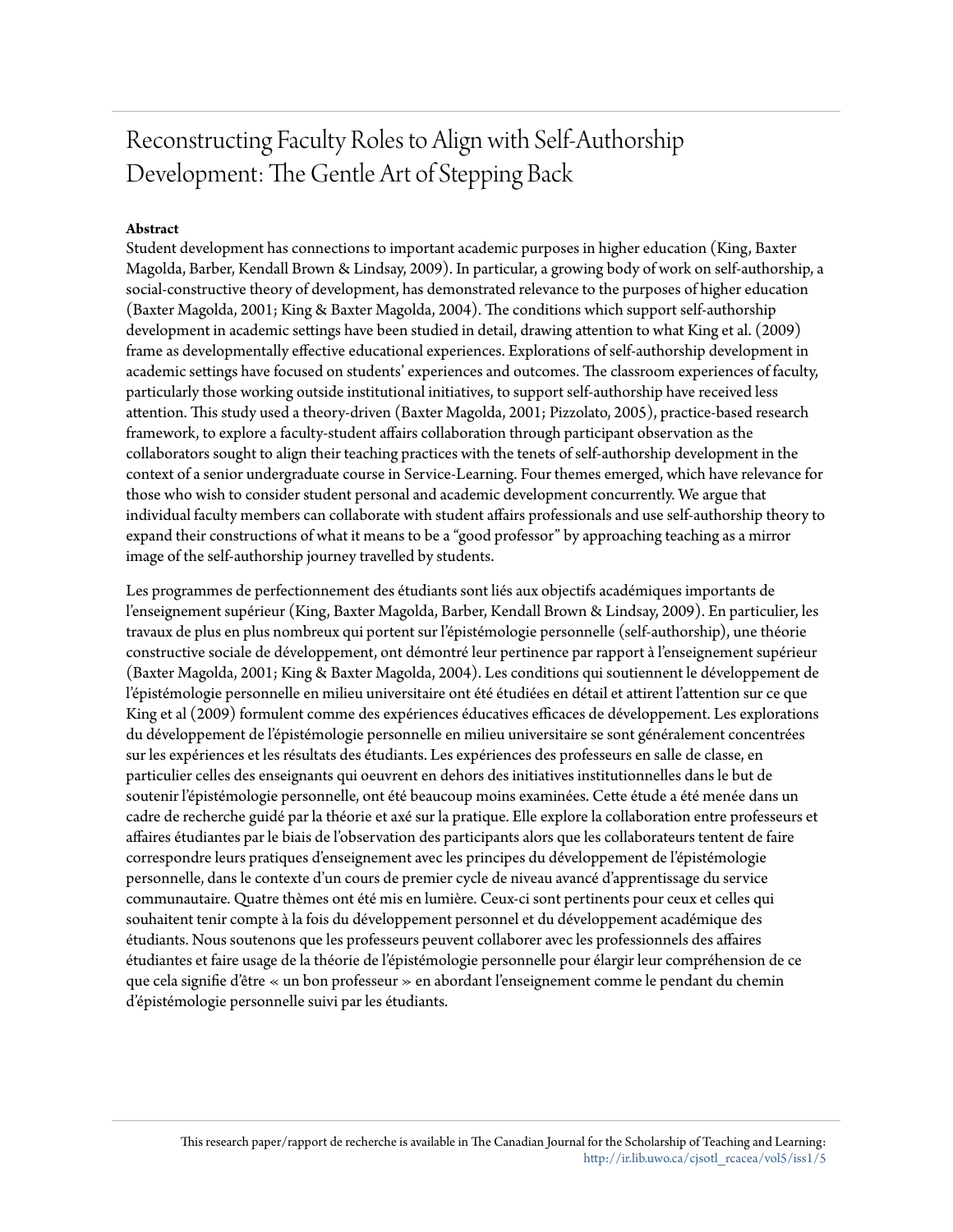# Reconstructing Faculty Roles to Align with Self-Authorship Development: The Gentle Art of Stepping Back

**Abstract**

Student development has connections to important academic purposes in higher education (King, Baxter Magolda, Barber, Kendall Brown & Lindsay, 2009). In particular, a growing body of work on self-authorship, a social-constructive theory of development, has demonstrated relevance to the purposes of higher education (Baxter Magolda, 2001; King & Baxter Magolda, 2004). The conditions which support self-authorship development in academic settings have been studied in detail, drawing attention to what King et al. (2009) frame as developmentally effective educational experiences. Explorations of self-authorship development in academic settings have focused on students' experiences and outcomes. The classroom experiences of faculty, particularly those working outside institutional initiatives, to support self-authorship have received less attention. This study used a theory-driven (Baxter Magolda, 2001; Pizzolato, 2005), practice-based research framework, to explore a faculty-student affairs collaboration through participant observation as the collaborators sought to align their teaching practices with the tenets of self-authorship development in the context of a senior undergraduate course in Service-Learning. Four themes emerged, which have relevance for those who wish to consider student personal and academic development concurrently. We argue that individual faculty members can collaborate with student affairs professionals and use self-authorship theory to expand their constructions of what it means to be a "good professor" by approaching teaching as a mirror image of the self-authorship journey travelled by students.

Les programmes de perfectionnement des étudiants sont liés aux objectifs académiques importants de l'enseignement supérieur (King, Baxter Magolda, Barber, Kendall Brown & Lindsay, 2009). En particulier, les travaux de plus en plus nombreux qui portent sur l'épistémologie personnelle (self-authorship), une théorie constructive sociale de développement, ont démontré leur pertinence par rapport à l'enseignement supérieur (Baxter Magolda, 2001; King & Baxter Magolda, 2004). Les conditions qui soutiennent le développement de l'épistémologie personnelle en milieu universitaire ont été étudiées en détail et attirent l'attention sur ce que King et al (2009) formulent comme des expériences éducatives efficaces de développement. Les explorations du développement de l'épistémologie personnelle en milieu universitaire se sont généralement concentrées sur les expériences et les résultats des étudiants. Les expériences des professeurs en salle de classe, en particulier celles des enseignants qui oeuvrent en dehors des initiatives institutionnelles dans le but de soutenir l'épistémologie personnelle, ont été beaucoup moins examinées. Cette étude a été menée dans un cadre de recherche guidé par la théorie et axé sur la pratique. Elle explore la collaboration entre professeurs et affaires étudiantes par le biais de l'observation des participants alors que les collaborateurs tentent de faire correspondre leurs pratiques d'enseignement avec les principes du développement de l'épistémologie personnelle, dans le contexte d'un cours de premier cycle de niveau avancé d'apprentissage du service communautaire. Quatre thèmes ont été mis en lumière. Ceux-ci sont pertinents pour ceux et celles qui souhaitent tenir compte à la fois du développement personnel et du développement académique des étudiants. Nous soutenons que les professeurs peuvent collaborer avec les professionnels des affaires étudiantes et faire usage de la théorie de l'épistémologie personnelle pour élargir leur compréhension de ce que cela signifie d'être « un bon professeur » en abordant l'enseignement comme le pendant du chemin d'épistémologie personnelle suivi par les étudiants.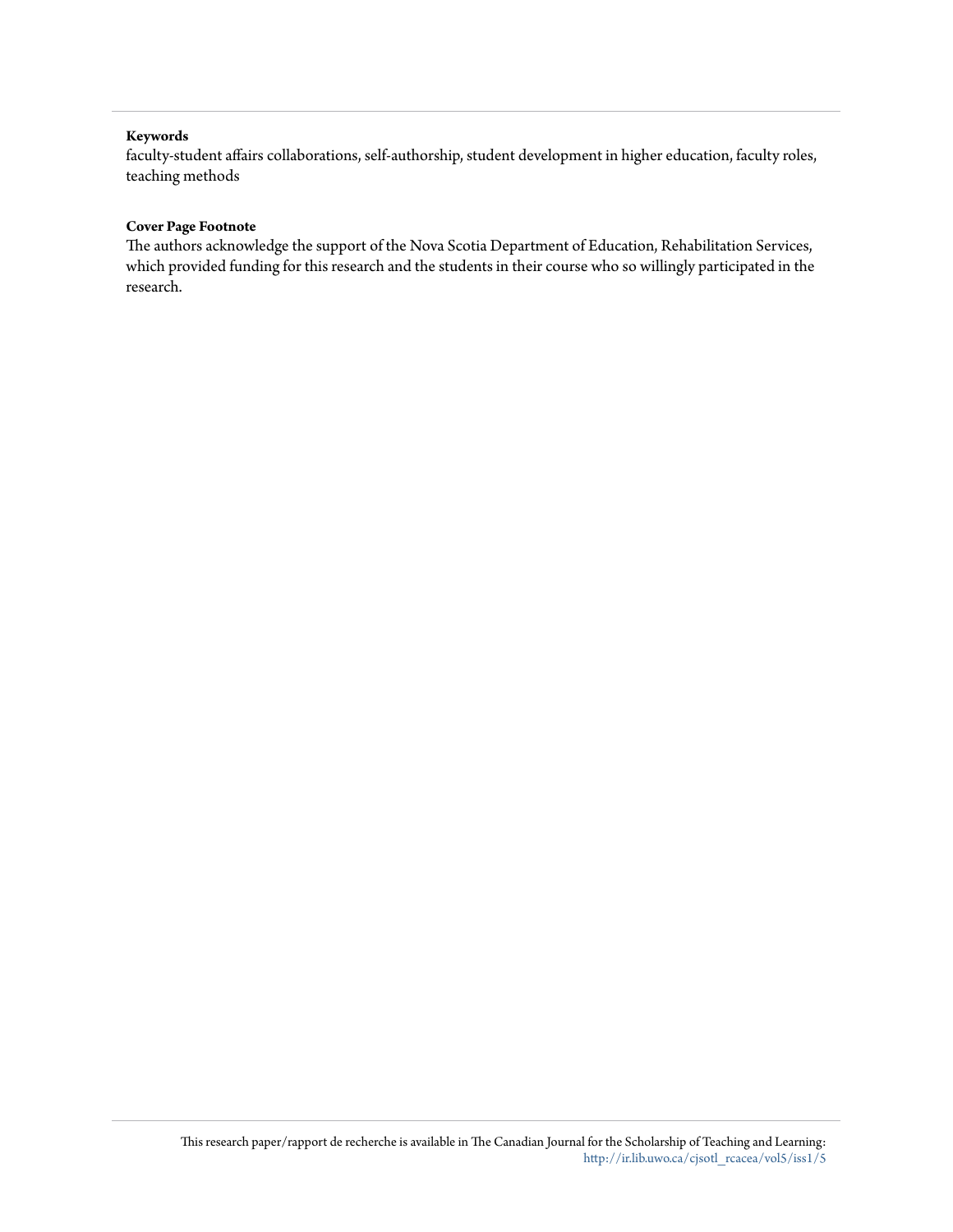**Keywords**

faculty-student affairs collaborations, self-authorship, student development in higher education, faculty roles, teaching methods

**Cover Page Footnote**

The authors acknowledge the support of the Nova Scotia Department of Education, Rehabilitation Services, which provided funding for this research and the students in their course who so willingly participated in the research.

This research paper/rapport de recherche is available in The Canadian Journal for the Scholarship of Teaching and Learning: http://ir.lib.uwo.ca/cjsotl_rcacea/vol5/iss1/5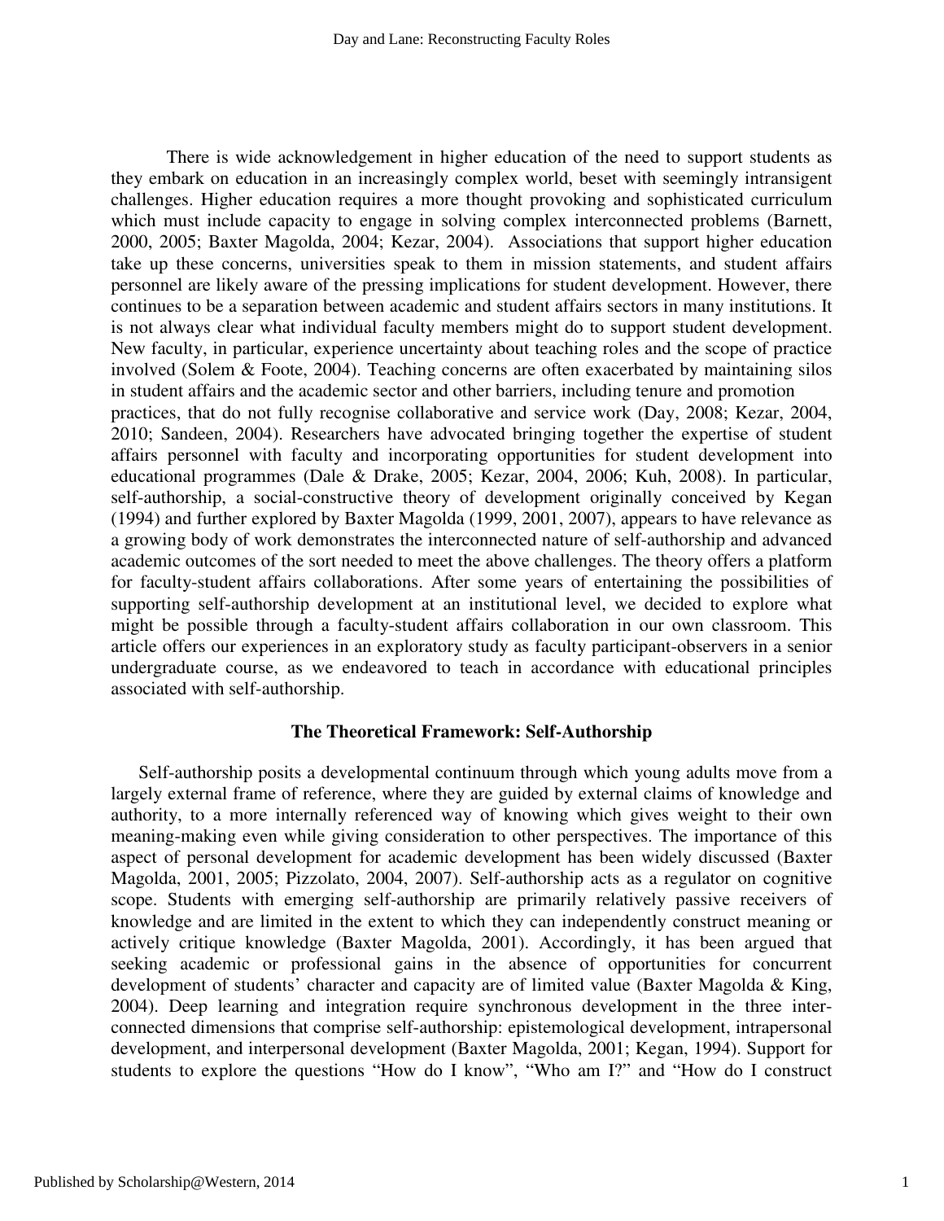There is wide acknowledgement in higher education of the need to support students as they embark on education in an increasingly complex world, beset with seemingly intransigent challenges. Higher education requires a more thought provoking and sophisticated curriculum which must include capacity to engage in solving complex interconnected problems (Barnett, 2000, 2005; Baxter Magolda, 2004; Kezar, 2004). Associations that support higher education take up these concerns, universities speak to them in mission statements, and student affairs personnel are likely aware of the pressing implications for student development. However, there continues to be a separation between academic and student affairs sectors in many institutions. It is not always clear what individual faculty members might do to support student development. New faculty, in particular, experience uncertainty about teaching roles and the scope of practice involved (Solem & Foote, 2004). Teaching concerns are often exacerbated by maintaining silos in student affairs and the academic sector and other barriers, including tenure and promotion practices, that do not fully recognise collaborative and service work (Day, 2008; Kezar, 2004, 2010; Sandeen, 2004). Researchers have advocated bringing together the expertise of student affairs personnel with faculty and incorporating opportunities for student development into educational programmes (Dale & Drake, 2005; Kezar, 2004, 2006; Kuh, 2008). In particular, self-authorship, a social-constructive theory of development originally conceived by Kegan (1994) and further explored by Baxter Magolda (1999, 2001, 2007), appears to have relevance as a growing body of work demonstrates the interconnected nature of self-authorship and advanced academic outcomes of the sort needed to meet the above challenges. The theory offers a platform for faculty-student affairs collaborations. After some years of entertaining the possibilities of supporting self-authorship development at an institutional level, we decided to explore what might be possible through a faculty-student affairs collaboration in our own classroom. This article offers our experiences in an exploratory study as faculty participant-observers in a senior undergraduate course, as we endeavored to teach in accordance with educational principles associated with self-authorship.

## The Theoretical Framework: Self-Authorship

Self-authorship posits a developmental continuum through which young adults move from a largely external frame of reference, where they are guided by external claims of knowledge and authority, to a more internally referenced way of knowing which gives weight to their own meaning-making even while giving consideration to other perspectives. The importance of this aspect of personal development for academic development has been widely discussed (Baxter Magolda, 2001, 2005; Pizzolato, 2004, 2007). Self-authorship acts as a regulator on cognitive scope. Students with emerging self-authorship are primarily relatively passive receivers of knowledge and are limited in the extent to which they can independently construct meaning or actively critique knowledge (Baxter Magolda, 2001). Accordingly, it has been argued that seeking academic or professional gains in the absence of opportunities for concurrent development of students' character and capacity are of limited value (Baxter Magolda & King, 2004). Deep learning and integration require synchronous development in the three inter-connected dimensions that comprise self-authorship: epistemological development, intrapersonal development, and interpersonal development (Baxter Magolda, 2001; Kegan, 1994). Support for students to explore the questions "How do I know", "Who am I?" and "How do I construct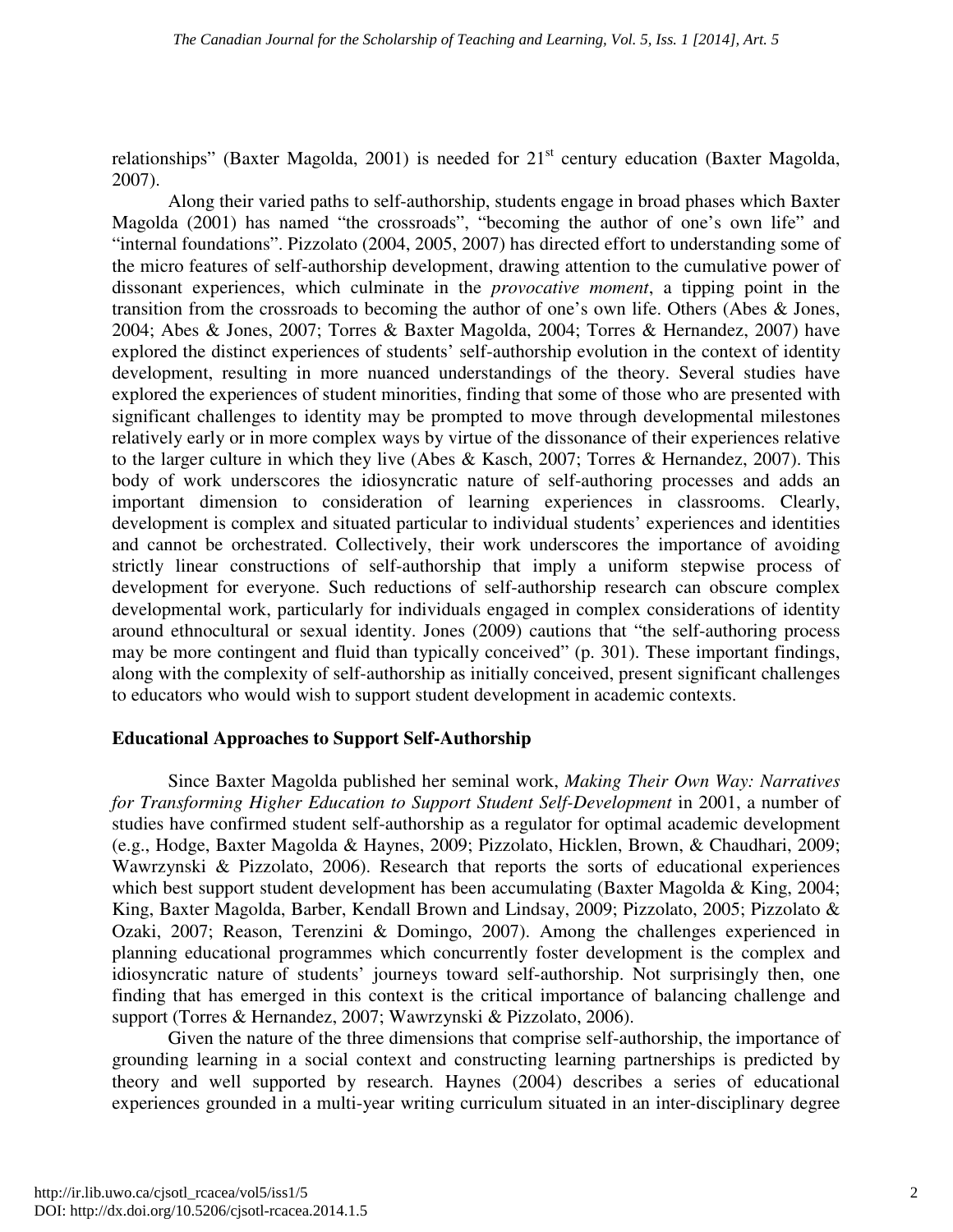relationships" (Baxter Magolda, 2001) is needed for 21st century education (Baxter Magolda, 2007).

Along their varied paths to self-authorship, students engage in broad phases which Baxter Magolda (2001) has named "the crossroads", "becoming the author of one's own life" and "internal foundations". Pizzolato (2004, 2005, 2007) has directed effort to understanding some of the micro features of self-authorship development, drawing attention to the cumulative power of dissonant experiences, which culminate in the *provocative moment*, a tipping point in the transition from the crossroads to becoming the author of one's own life. Others (Abes & Jones, 2004; Abes & Jones, 2007; Torres & Baxter Magolda, 2004; Torres & Hernandez, 2007) have explored the distinct experiences of students' self-authorship evolution in the context of identity development, resulting in more nuanced understandings of the theory. Several studies have explored the experiences of student minorities, finding that some of those who are presented with significant challenges to identity may be prompted to move through developmental milestones relatively early or in more complex ways by virtue of the dissonance of their experiences relative to the larger culture in which they live (Abes & Kasch, 2007; Torres & Hernandez, 2007). This body of work underscores the idiosyncratic nature of self-authoring processes and adds an important dimension to consideration of learning experiences in classrooms. Clearly, development is complex and situated particular to individual students' experiences and identities and cannot be orchestrated. Collectively, their work underscores the importance of avoiding strictly linear constructions of self-authorship that imply a uniform stepwise process of development for everyone. Such reductions of self-authorship research can obscure complex developmental work, particularly for individuals engaged in complex considerations of identity around ethnocultural or sexual identity. Jones (2009) cautions that "the self-authoring process may be more contingent and fluid than typically conceived" (p. 301). These important findings, along with the complexity of self-authorship as initially conceived, present significant challenges to educators who would wish to support student development in academic contexts.

## Educational Approaches to Support Self-Authorship

Since Baxter Magolda published her seminal work, *Making Their Own Way: Narratives for Transforming Higher Education to Support Student Self-Development* in 2001, a number of studies have confirmed student self-authorship as a regulator for optimal academic development (e.g., Hodge, Baxter Magolda & Haynes, 2009; Pizzolato, Hicklen, Brown, & Chaudhari, 2009; Wawrzynski & Pizzolato, 2006). Research that reports the sorts of educational experiences which best support student development has been accumulating (Baxter Magolda & King, 2004; King, Baxter Magolda, Barber, Kendall Brown and Lindsay, 2009; Pizzolato, 2005; Pizzolato & Ozaki, 2007; Reason, Terenzini & Domingo, 2007). Among the challenges experienced in planning educational programmes which concurrently foster development is the complex and idiosyncratic nature of students' journeys toward self-authorship. Not surprisingly then, one finding that has emerged in this context is the critical importance of balancing challenge and support (Torres & Hernandez, 2007; Wawrzynski & Pizzolato, 2006).

Given the nature of the three dimensions that comprise self-authorship, the importance of grounding learning in a social context and constructing learning partnerships is predicted by theory and well supported by research. Haynes (2004) describes a series of educational experiences grounded in a multi-year writing curriculum situated in an inter-disciplinary degree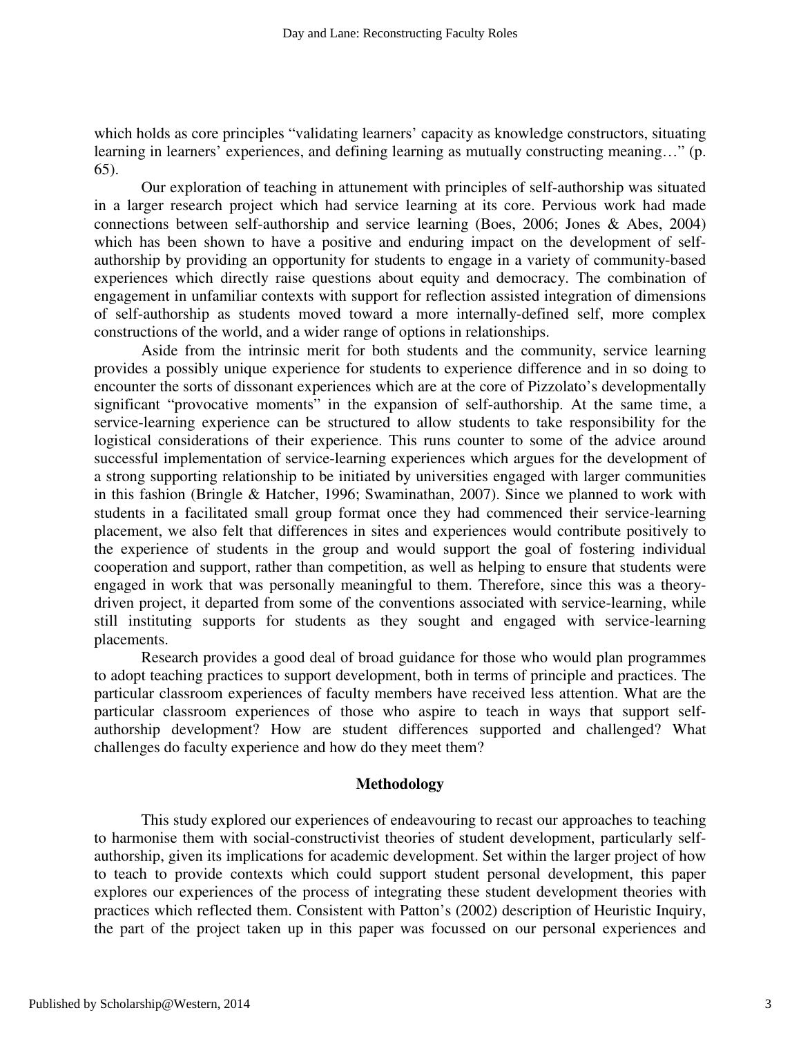which holds as core principles "validating learners' capacity as knowledge constructors, situating learning in learners' experiences, and defining learning as mutually constructing meaning…" (p. 65).

Our exploration of teaching in attunement with principles of self-authorship was situated in a larger research project which had service learning at its core. Pervious work had made connections between self-authorship and service learning (Boes, 2006; Jones & Abes, 2004) which has been shown to have a positive and enduring impact on the development of self-authorship by providing an opportunity for students to engage in a variety of community-based experiences which directly raise questions about equity and democracy. The combination of engagement in unfamiliar contexts with support for reflection assisted integration of dimensions of self-authorship as students moved toward a more internally-defined self, more complex constructions of the world, and a wider range of options in relationships.

Aside from the intrinsic merit for both students and the community, service learning provides a possibly unique experience for students to experience difference and in so doing to encounter the sorts of dissonant experiences which are at the core of Pizzolato's developmentally significant "provocative moments" in the expansion of self-authorship. At the same time, a service-learning experience can be structured to allow students to take responsibility for the logistical considerations of their experience. This runs counter to some of the advice around successful implementation of service-learning experiences which argues for the development of a strong supporting relationship to be initiated by universities engaged with larger communities in this fashion (Bringle & Hatcher, 1996; Swaminathan, 2007). Since we planned to work with students in a facilitated small group format once they had commenced their service-learning placement, we also felt that differences in sites and experiences would contribute positively to the experience of students in the group and would support the goal of fostering individual cooperation and support, rather than competition, as well as helping to ensure that students were engaged in work that was personally meaningful to them. Therefore, since this was a theory-driven project, it departed from some of the conventions associated with service-learning, while still instituting supports for students as they sought and engaged with service-learning placements.

Research provides a good deal of broad guidance for those who would plan programmes to adopt teaching practices to support development, both in terms of principle and practices. The particular classroom experiences of faculty members have received less attention. What are the particular classroom experiences of those who aspire to teach in ways that support self-authorship development? How are student differences supported and challenged? What challenges do faculty experience and how do they meet them?

## Methodology

This study explored our experiences of endeavouring to recast our approaches to teaching to harmonise them with social-constructivist theories of student development, particularly self-authorship, given its implications for academic development. Set within the larger project of how to teach to provide contexts which could support student personal development, this paper explores our experiences of the process of integrating these student development theories with practices which reflected them. Consistent with Patton's (2002) description of Heuristic Inquiry, the part of the project taken up in this paper was focussed on our personal experiences and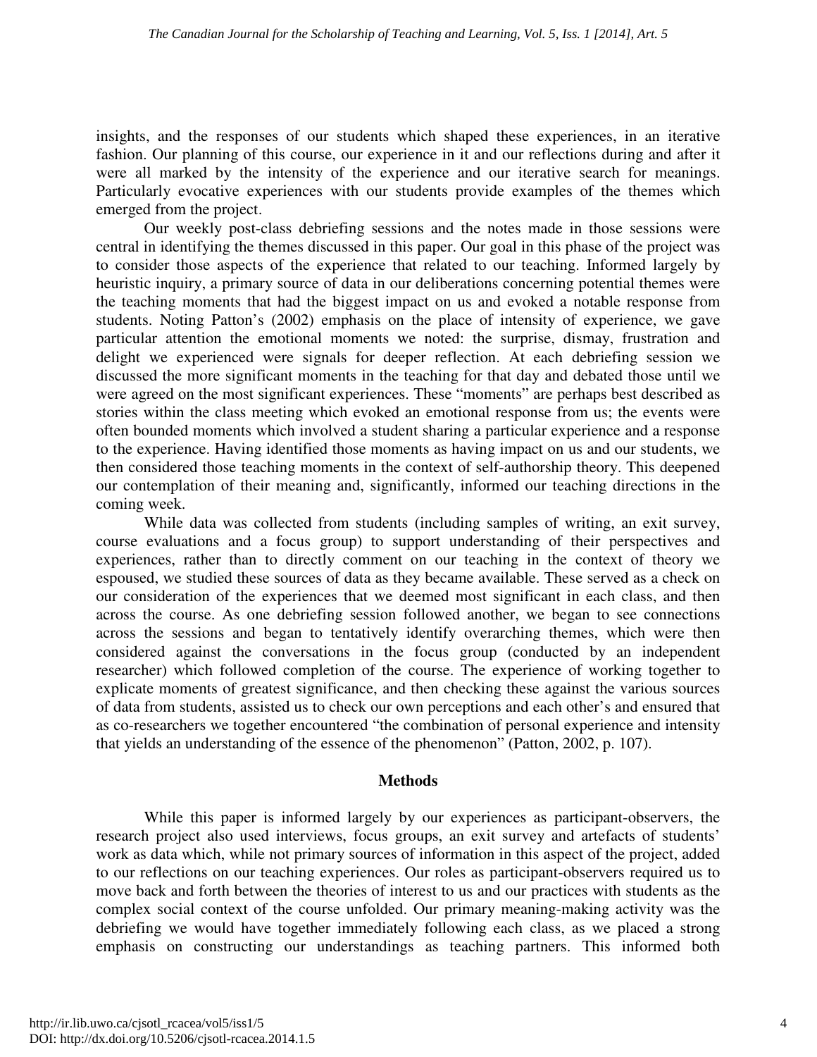insights, and the responses of our students which shaped these experiences, in an iterative fashion. Our planning of this course, our experience in it and our reflections during and after it were all marked by the intensity of the experience and our iterative search for meanings. Particularly evocative experiences with our students provide examples of the themes which emerged from the project.

Our weekly post-class debriefing sessions and the notes made in those sessions were central in identifying the themes discussed in this paper. Our goal in this phase of the project was to consider those aspects of the experience that related to our teaching. Informed largely by heuristic inquiry, a primary source of data in our deliberations concerning potential themes were the teaching moments that had the biggest impact on us and evoked a notable response from students. Noting Patton's (2002) emphasis on the place of intensity of experience, we gave particular attention the emotional moments we noted: the surprise, dismay, frustration and delight we experienced were signals for deeper reflection. At each debriefing session we discussed the more significant moments in the teaching for that day and debated those until we were agreed on the most significant experiences. These "moments" are perhaps best described as stories within the class meeting which evoked an emotional response from us; the events were often bounded moments which involved a student sharing a particular experience and a response to the experience. Having identified those moments as having impact on us and our students, we then considered those teaching moments in the context of self-authorship theory. This deepened our contemplation of their meaning and, significantly, informed our teaching directions in the coming week.

While data was collected from students (including samples of writing, an exit survey, course evaluations and a focus group) to support understanding of their perspectives and experiences, rather than to directly comment on our teaching in the context of theory we espoused, we studied these sources of data as they became available. These served as a check on our consideration of the experiences that we deemed most significant in each class, and then across the course. As one debriefing session followed another, we began to see connections across the sessions and began to tentatively identify overarching themes, which were then considered against the conversations in the focus group (conducted by an independent researcher) which followed completion of the course. The experience of working together to explicate moments of greatest significance, and then checking these against the various sources of data from students, assisted us to check our own perceptions and each other's and ensured that as co-researchers we together encountered "the combination of personal experience and intensity that yields an understanding of the essence of the phenomenon" (Patton, 2002, p. 107).

## Methods

While this paper is informed largely by our experiences as participant-observers, the research project also used interviews, focus groups, an exit survey and artefacts of students' work as data which, while not primary sources of information in this aspect of the project, added to our reflections on our teaching experiences. Our roles as participant-observers required us to move back and forth between the theories of interest to us and our practices with students as the complex social context of the course unfolded. Our primary meaning-making activity was the debriefing we would have together immediately following each class, as we placed a strong emphasis on constructing our understandings as teaching partners. This informed both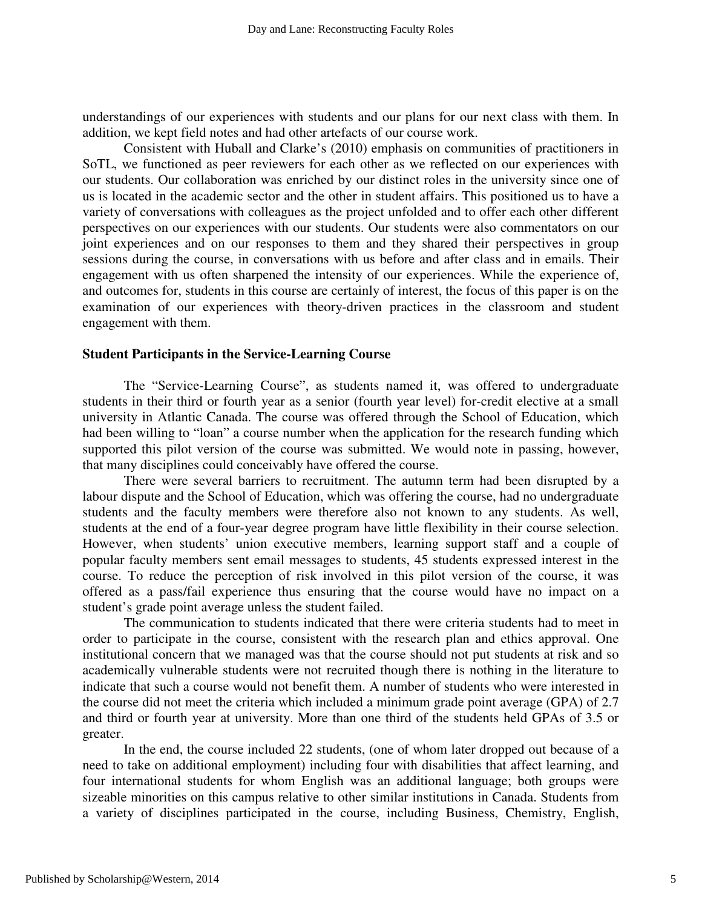understandings of our experiences with students and our plans for our next class with them. In addition, we kept field notes and had other artefacts of our course work.

Consistent with Huball and Clarke's (2010) emphasis on communities of practitioners in SoTL, we functioned as peer reviewers for each other as we reflected on our experiences with our students. Our collaboration was enriched by our distinct roles in the university since one of us is located in the academic sector and the other in student affairs. This positioned us to have a variety of conversations with colleagues as the project unfolded and to offer each other different perspectives on our experiences with our students. Our students were also commentators on our joint experiences and on our responses to them and they shared their perspectives in group sessions during the course, in conversations with us before and after class and in emails. Their engagement with us often sharpened the intensity of our experiences. While the experience of, and outcomes for, students in this course are certainly of interest, the focus of this paper is on the examination of our experiences with theory-driven practices in the classroom and student engagement with them.

### Student Participants in the Service-Learning Course

The "Service-Learning Course", as students named it, was offered to undergraduate students in their third or fourth year as a senior (fourth year level) for-credit elective at a small university in Atlantic Canada. The course was offered through the School of Education, which had been willing to "loan" a course number when the application for the research funding which supported this pilot version of the course was submitted. We would note in passing, however, that many disciplines could conceivably have offered the course.

There were several barriers to recruitment. The autumn term had been disrupted by a labour dispute and the School of Education, which was offering the course, had no undergraduate students and the faculty members were therefore also not known to any students. As well, students at the end of a four-year degree program have little flexibility in their course selection. However, when students' union executive members, learning support staff and a couple of popular faculty members sent email messages to students, 45 students expressed interest in the course. To reduce the perception of risk involved in this pilot version of the course, it was offered as a pass/fail experience thus ensuring that the course would have no impact on a student's grade point average unless the student failed.

The communication to students indicated that there were criteria students had to meet in order to participate in the course, consistent with the research plan and ethics approval. One institutional concern that we managed was that the course should not put students at risk and so academically vulnerable students were not recruited though there is nothing in the literature to indicate that such a course would not benefit them. A number of students who were interested in the course did not meet the criteria which included a minimum grade point average (GPA) of 2.7 and third or fourth year at university. More than one third of the students held GPAs of 3.5 or greater.

In the end, the course included 22 students, (one of whom later dropped out because of a need to take on additional employment) including four with disabilities that affect learning, and four international students for whom English was an additional language; both groups were sizeable minorities on this campus relative to other similar institutions in Canada. Students from a variety of disciplines participated in the course, including Business, Chemistry, English,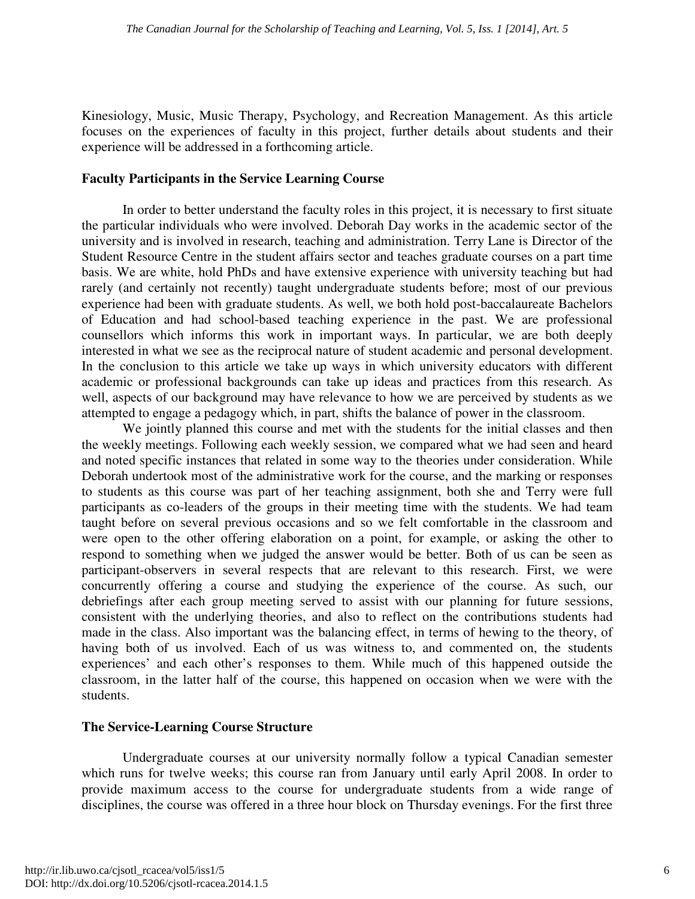Kinesiology, Music, Music Therapy, Psychology, and Recreation Management. As this article focuses on the experiences of faculty in this project, further details about students and their experience will be addressed in a forthcoming article.

**Faculty Participants in the Service Learning Course**

In order to better understand the faculty roles in this project, it is necessary to first situate the particular individuals who were involved. Deborah Day works in the academic sector of the university and is involved in research, teaching and administration. Terry Lane is Director of the Student Resource Centre in the student affairs sector and teaches graduate courses on a part time basis. We are white, hold PhDs and have extensive experience with university teaching but had rarely (and certainly not recently) taught undergraduate students before; most of our previous experience had been with graduate students. As well, we both hold post-baccalaureate Bachelors of Education and had school-based teaching experience in the past. We are professional counsellors which informs this work in important ways. In particular, we are both deeply interested in what we see as the reciprocal nature of student academic and personal development. In the conclusion to this article we take up ways in which university educators with different academic or professional backgrounds can take up ideas and practices from this research. As well, aspects of our background may have relevance to how we are perceived by students as we attempted to engage a pedagogy which, in part, shifts the balance of power in the classroom.

We jointly planned this course and met with the students for the initial classes and then the weekly meetings. Following each weekly session, we compared what we had seen and heard and noted specific instances that related in some way to the theories under consideration. While Deborah undertook most of the administrative work for the course, and the marking or responses to students as this course was part of her teaching assignment, both she and Terry were full participants as co-leaders of the groups in their meeting time with the students. We had team taught before on several previous occasions and so we felt comfortable in the classroom and were open to the other offering elaboration on a point, for example, or asking the other to respond to something when we judged the answer would be better. Both of us can be seen as participant-observers in several respects that are relevant to this research. First, we were concurrently offering a course and studying the experience of the course. As such, our debriefings after each group meeting served to assist with our planning for future sessions, consistent with the underlying theories, and also to reflect on the contributions students had made in the class. Also important was the balancing effect, in terms of hewing to the theory, of having both of us involved. Each of us was witness to, and commented on, the students experiences' and each other's responses to them. While much of this happened outside the classroom, in the latter half of the course, this happened on occasion when we were with the students.

**The Service-Learning Course Structure**

Undergraduate courses at our university normally follow a typical Canadian semester which runs for twelve weeks; this course ran from January until early April 2008. In order to provide maximum access to the course for undergraduate students from a wide range of disciplines, the course was offered in a three hour block on Thursday evenings. For the first three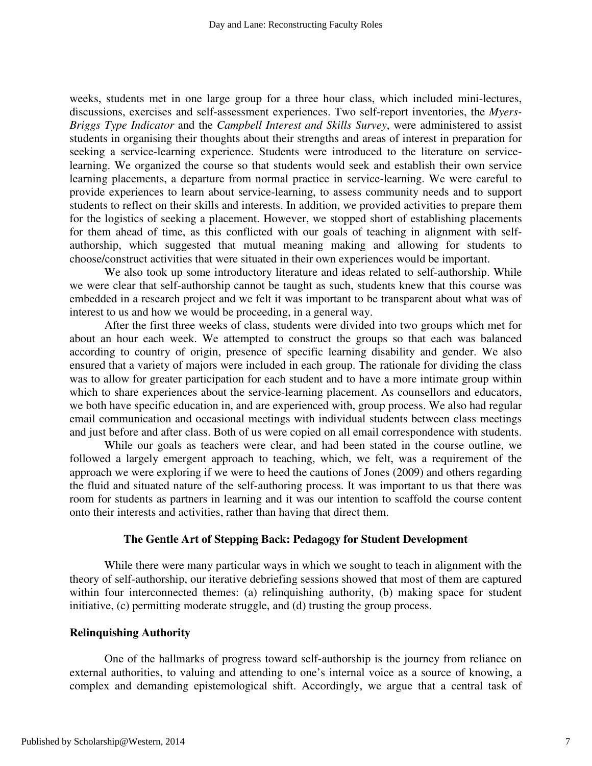weeks, students met in one large group for a three hour class, which included mini-lectures, discussions, exercises and self-assessment experiences. Two self-report inventories, the *Myers-Briggs Type Indicator* and the *Campbell Interest and Skills Survey*, were administered to assist students in organising their thoughts about their strengths and areas of interest in preparation for seeking a service-learning experience. Students were introduced to the literature on service-learning. We organized the course so that students would seek and establish their own service learning placements, a departure from normal practice in service-learning. We were careful to provide experiences to learn about service-learning, to assess community needs and to support students to reflect on their skills and interests. In addition, we provided activities to prepare them for the logistics of seeking a placement. However, we stopped short of establishing placements for them ahead of time, as this conflicted with our goals of teaching in alignment with self-authorship, which suggested that mutual meaning making and allowing for students to choose/construct activities that were situated in their own experiences would be important.

We also took up some introductory literature and ideas related to self-authorship. While we were clear that self-authorship cannot be taught as such, students knew that this course was embedded in a research project and we felt it was important to be transparent about what was of interest to us and how we would be proceeding, in a general way.

After the first three weeks of class, students were divided into two groups which met for about an hour each week. We attempted to construct the groups so that each was balanced according to country of origin, presence of specific learning disability and gender. We also ensured that a variety of majors were included in each group. The rationale for dividing the class was to allow for greater participation for each student and to have a more intimate group within which to share experiences about the service-learning placement. As counsellors and educators, we both have specific education in, and are experienced with, group process. We also had regular email communication and occasional meetings with individual students between class meetings and just before and after class. Both of us were copied on all email correspondence with students.

While our goals as teachers were clear, and had been stated in the course outline, we followed a largely emergent approach to teaching, which, we felt, was a requirement of the approach we were exploring if we were to heed the cautions of Jones (2009) and others regarding the fluid and situated nature of the self-authoring process. It was important to us that there was room for students as partners in learning and it was our intention to scaffold the course content onto their interests and activities, rather than having that direct them.

## The Gentle Art of Stepping Back: Pedagogy for Student Development

While there were many particular ways in which we sought to teach in alignment with the theory of self-authorship, our iterative debriefing sessions showed that most of them are captured within four interconnected themes: (a) relinquishing authority, (b) making space for student initiative, (c) permitting moderate struggle, and (d) trusting the group process.

### Relinquishing Authority

One of the hallmarks of progress toward self-authorship is the journey from reliance on external authorities, to valuing and attending to one's internal voice as a source of knowing, a complex and demanding epistemological shift. Accordingly, we argue that a central task of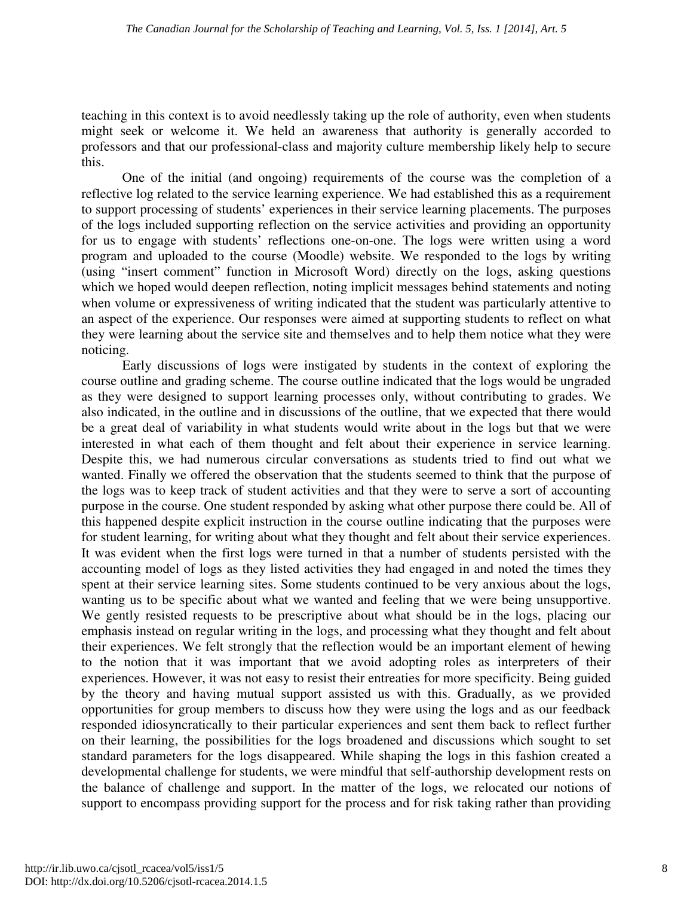teaching in this context is to avoid needlessly taking up the role of authority, even when students might seek or welcome it. We held an awareness that authority is generally accorded to professors and that our professional-class and majority culture membership likely help to secure this.

One of the initial (and ongoing) requirements of the course was the completion of a reflective log related to the service learning experience. We had established this as a requirement to support processing of students' experiences in their service learning placements. The purposes of the logs included supporting reflection on the service activities and providing an opportunity for us to engage with students' reflections one-on-one. The logs were written using a word program and uploaded to the course (Moodle) website. We responded to the logs by writing (using "insert comment" function in Microsoft Word) directly on the logs, asking questions which we hoped would deepen reflection, noting implicit messages behind statements and noting when volume or expressiveness of writing indicated that the student was particularly attentive to an aspect of the experience. Our responses were aimed at supporting students to reflect on what they were learning about the service site and themselves and to help them notice what they were noticing.

Early discussions of logs were instigated by students in the context of exploring the course outline and grading scheme. The course outline indicated that the logs would be ungraded as they were designed to support learning processes only, without contributing to grades. We also indicated, in the outline and in discussions of the outline, that we expected that there would be a great deal of variability in what students would write about in the logs but that we were interested in what each of them thought and felt about their experience in service learning. Despite this, we had numerous circular conversations as students tried to find out what we wanted. Finally we offered the observation that the students seemed to think that the purpose of the logs was to keep track of student activities and that they were to serve a sort of accounting purpose in the course. One student responded by asking what other purpose there could be. All of this happened despite explicit instruction in the course outline indicating that the purposes were for student learning, for writing about what they thought and felt about their service experiences. It was evident when the first logs were turned in that a number of students persisted with the accounting model of logs as they listed activities they had engaged in and noted the times they spent at their service learning sites. Some students continued to be very anxious about the logs, wanting us to be specific about what we wanted and feeling that we were being unsupportive. We gently resisted requests to be prescriptive about what should be in the logs, placing our emphasis instead on regular writing in the logs, and processing what they thought and felt about their experiences. We felt strongly that the reflection would be an important element of hewing to the notion that it was important that we avoid adopting roles as interpreters of their experiences. However, it was not easy to resist their entreaties for more specificity. Being guided by the theory and having mutual support assisted us with this. Gradually, as we provided opportunities for group members to discuss how they were using the logs and as our feedback responded idiosyncratically to their particular experiences and sent them back to reflect further on their learning, the possibilities for the logs broadened and discussions which sought to set standard parameters for the logs disappeared. While shaping the logs in this fashion created a developmental challenge for students, we were mindful that self-authorship development rests on the balance of challenge and support. In the matter of the logs, we relocated our notions of support to encompass providing support for the process and for risk taking rather than providing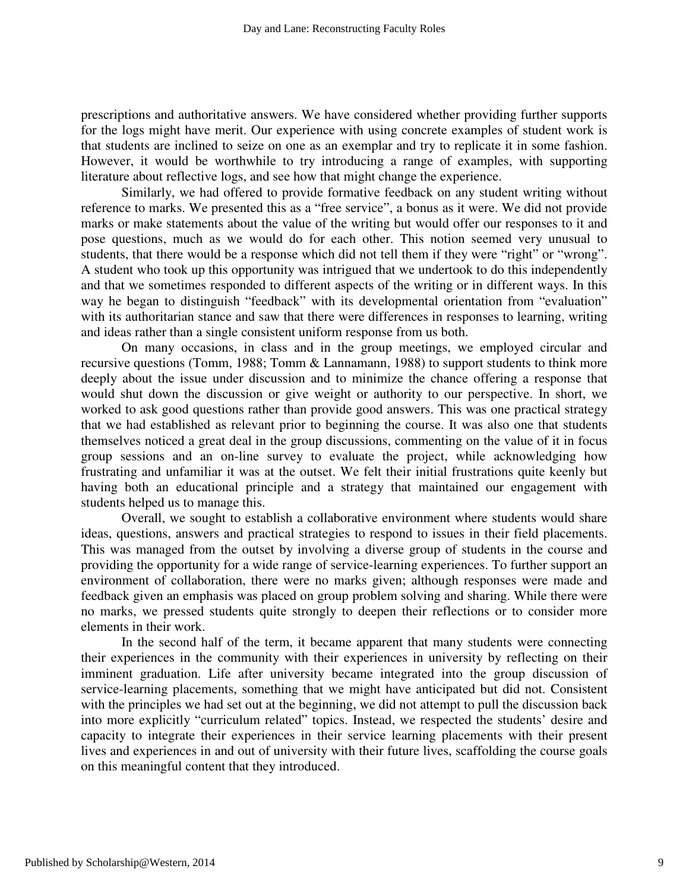prescriptions and authoritative answers. We have considered whether providing further supports for the logs might have merit. Our experience with using concrete examples of student work is that students are inclined to seize on one as an exemplar and try to replicate it in some fashion. However, it would be worthwhile to try introducing a range of examples, with supporting literature about reflective logs, and see how that might change the experience.

Similarly, we had offered to provide formative feedback on any student writing without reference to marks. We presented this as a "free service", a bonus as it were. We did not provide marks or make statements about the value of the writing but would offer our responses to it and pose questions, much as we would do for each other. This notion seemed very unusual to students, that there would be a response which did not tell them if they were "right" or "wrong". A student who took up this opportunity was intrigued that we undertook to do this independently and that we sometimes responded to different aspects of the writing or in different ways. In this way he began to distinguish "feedback" with its developmental orientation from "evaluation" with its authoritarian stance and saw that there were differences in responses to learning, writing and ideas rather than a single consistent uniform response from us both.

On many occasions, in class and in the group meetings, we employed circular and recursive questions (Tomm, 1988; Tomm & Lannamann, 1988) to support students to think more deeply about the issue under discussion and to minimize the chance offering a response that would shut down the discussion or give weight or authority to our perspective. In short, we worked to ask good questions rather than provide good answers. This was one practical strategy that we had established as relevant prior to beginning the course. It was also one that students themselves noticed a great deal in the group discussions, commenting on the value of it in focus group sessions and an on-line survey to evaluate the project, while acknowledging how frustrating and unfamiliar it was at the outset. We felt their initial frustrations quite keenly but having both an educational principle and a strategy that maintained our engagement with students helped us to manage this.

Overall, we sought to establish a collaborative environment where students would share ideas, questions, answers and practical strategies to respond to issues in their field placements. This was managed from the outset by involving a diverse group of students in the course and providing the opportunity for a wide range of service-learning experiences. To further support an environment of collaboration, there were no marks given; although responses were made and feedback given an emphasis was placed on group problem solving and sharing. While there were no marks, we pressed students quite strongly to deepen their reflections or to consider more elements in their work.

In the second half of the term, it became apparent that many students were connecting their experiences in the community with their experiences in university by reflecting on their imminent graduation. Life after university became integrated into the group discussion of service-learning placements, something that we might have anticipated but did not. Consistent with the principles we had set out at the beginning, we did not attempt to pull the discussion back into more explicitly "curriculum related" topics. Instead, we respected the students' desire and capacity to integrate their experiences in their service learning placements with their present lives and experiences in and out of university with their future lives, scaffolding the course goals on this meaningful content that they introduced.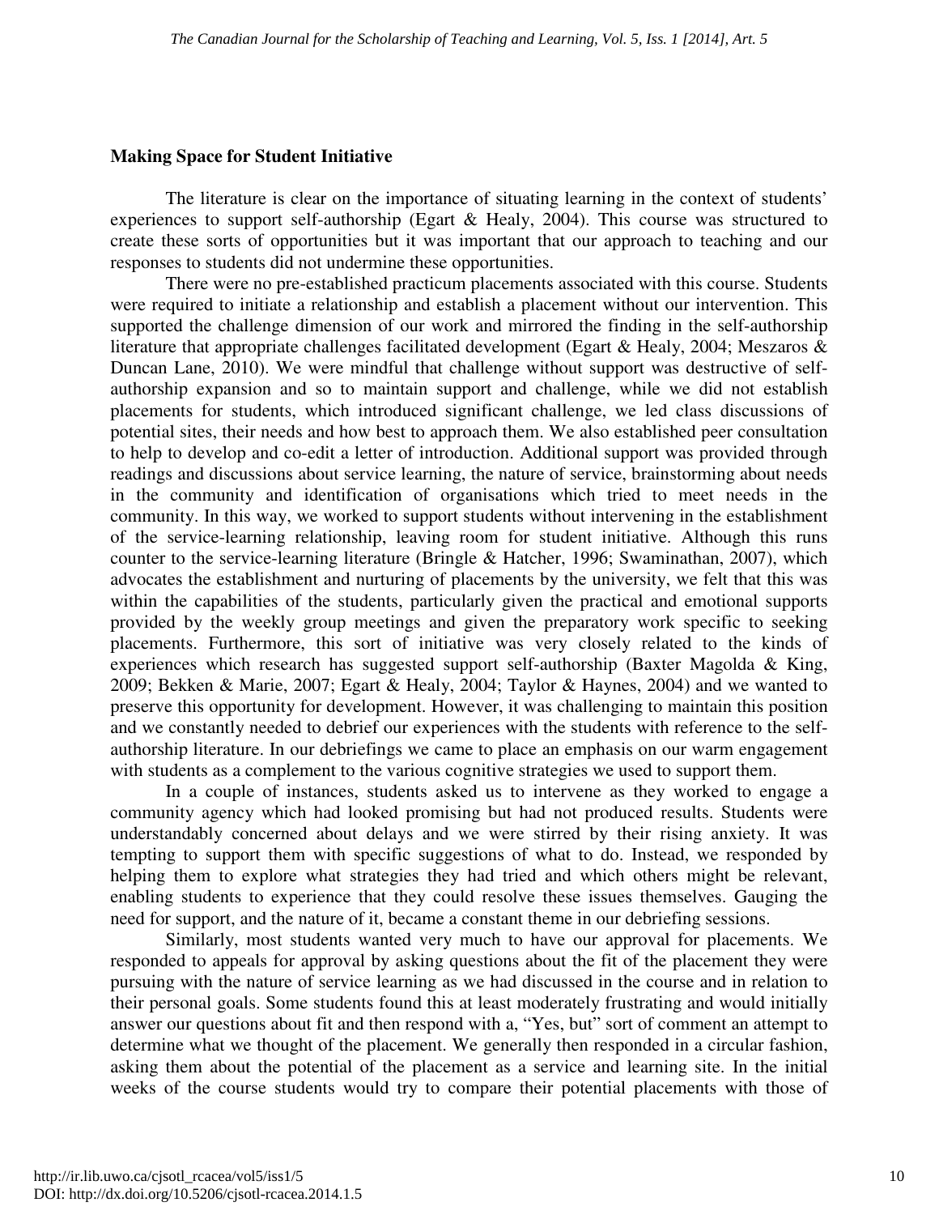**Making Space for Student Initiative**

The literature is clear on the importance of situating learning in the context of students' experiences to support self-authorship (Egart & Healy, 2004). This course was structured to create these sorts of opportunities but it was important that our approach to teaching and our responses to students did not undermine these opportunities.

There were no pre-established practicum placements associated with this course. Students were required to initiate a relationship and establish a placement without our intervention. This supported the challenge dimension of our work and mirrored the finding in the self-authorship literature that appropriate challenges facilitated development (Egart & Healy, 2004; Meszaros & Duncan Lane, 2010). We were mindful that challenge without support was destructive of self-authorship expansion and so to maintain support and challenge, while we did not establish placements for students, which introduced significant challenge, we led class discussions of potential sites, their needs and how best to approach them. We also established peer consultation to help to develop and co-edit a letter of introduction. Additional support was provided through readings and discussions about service learning, the nature of service, brainstorming about needs in the community and identification of organisations which tried to meet needs in the community. In this way, we worked to support students without intervening in the establishment of the service-learning relationship, leaving room for student initiative. Although this runs counter to the service-learning literature (Bringle & Hatcher, 1996; Swaminathan, 2007), which advocates the establishment and nurturing of placements by the university, we felt that this was within the capabilities of the students, particularly given the practical and emotional supports provided by the weekly group meetings and given the preparatory work specific to seeking placements. Furthermore, this sort of initiative was very closely related to the kinds of experiences which research has suggested support self-authorship (Baxter Magolda & King, 2009; Bekken & Marie, 2007; Egart & Healy, 2004; Taylor & Haynes, 2004) and we wanted to preserve this opportunity for development. However, it was challenging to maintain this position and we constantly needed to debrief our experiences with the students with reference to the self-authorship literature. In our debriefings we came to place an emphasis on our warm engagement with students as a complement to the various cognitive strategies we used to support them.

In a couple of instances, students asked us to intervene as they worked to engage a community agency which had looked promising but had not produced results. Students were understandably concerned about delays and we were stirred by their rising anxiety. It was tempting to support them with specific suggestions of what to do. Instead, we responded by helping them to explore what strategies they had tried and which others might be relevant, enabling students to experience that they could resolve these issues themselves. Gauging the need for support, and the nature of it, became a constant theme in our debriefing sessions.

Similarly, most students wanted very much to have our approval for placements. We responded to appeals for approval by asking questions about the fit of the placement they were pursuing with the nature of service learning as we had discussed in the course and in relation to their personal goals. Some students found this at least moderately frustrating and would initially answer our questions about fit and then respond with a, "Yes, but" sort of comment an attempt to determine what we thought of the placement. We generally then responded in a circular fashion, asking them about the potential of the placement as a service and learning site. In the initial weeks of the course students would try to compare their potential placements with those of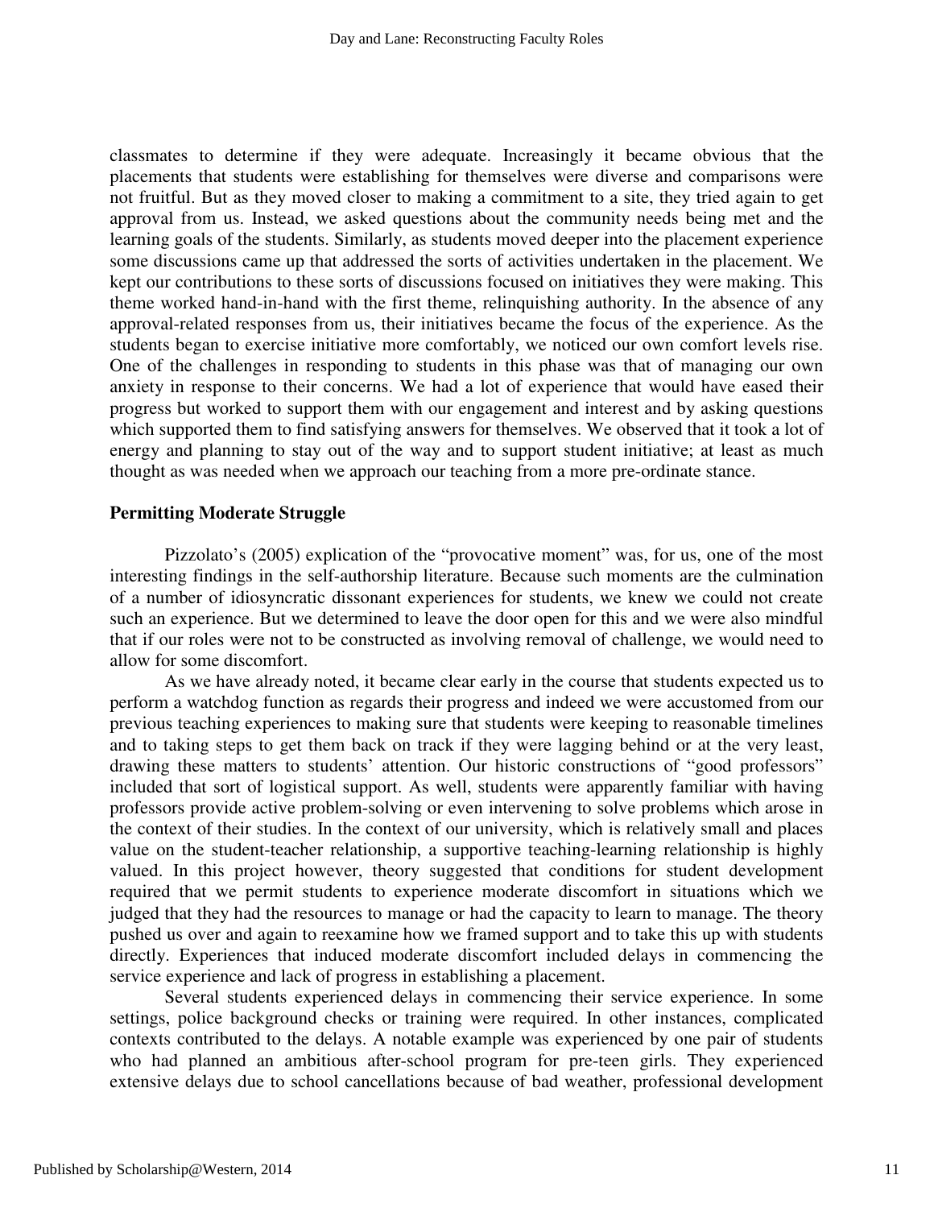classmates to determine if they were adequate. Increasingly it became obvious that the placements that students were establishing for themselves were diverse and comparisons were not fruitful. But as they moved closer to making a commitment to a site, they tried again to get approval from us. Instead, we asked questions about the community needs being met and the learning goals of the students. Similarly, as students moved deeper into the placement experience some discussions came up that addressed the sorts of activities undertaken in the placement. We kept our contributions to these sorts of discussions focused on initiatives they were making. This theme worked hand-in-hand with the first theme, relinquishing authority. In the absence of any approval-related responses from us, their initiatives became the focus of the experience. As the students began to exercise initiative more comfortably, we noticed our own comfort levels rise. One of the challenges in responding to students in this phase was that of managing our own anxiety in response to their concerns. We had a lot of experience that would have eased their progress but worked to support them with our engagement and interest and by asking questions which supported them to find satisfying answers for themselves. We observed that it took a lot of energy and planning to stay out of the way and to support student initiative; at least as much thought as was needed when we approach our teaching from a more pre-ordinate stance.

**Permitting Moderate Struggle**

Pizzolato's (2005) explication of the "provocative moment" was, for us, one of the most interesting findings in the self-authorship literature. Because such moments are the culmination of a number of idiosyncratic dissonant experiences for students, we knew we could not create such an experience. But we determined to leave the door open for this and we were also mindful that if our roles were not to be constructed as involving removal of challenge, we would need to allow for some discomfort.

As we have already noted, it became clear early in the course that students expected us to perform a watchdog function as regards their progress and indeed we were accustomed from our previous teaching experiences to making sure that students were keeping to reasonable timelines and to taking steps to get them back on track if they were lagging behind or at the very least, drawing these matters to students' attention. Our historic constructions of "good professors" included that sort of logistical support. As well, students were apparently familiar with having professors provide active problem-solving or even intervening to solve problems which arose in the context of their studies. In the context of our university, which is relatively small and places value on the student-teacher relationship, a supportive teaching-learning relationship is highly valued. In this project however, theory suggested that conditions for student development required that we permit students to experience moderate discomfort in situations which we judged that they had the resources to manage or had the capacity to learn to manage. The theory pushed us over and again to reexamine how we framed support and to take this up with students directly. Experiences that induced moderate discomfort included delays in commencing the service experience and lack of progress in establishing a placement.

Several students experienced delays in commencing their service experience. In some settings, police background checks or training were required. In other instances, complicated contexts contributed to the delays. A notable example was experienced by one pair of students who had planned an ambitious after-school program for pre-teen girls. They experienced extensive delays due to school cancellations because of bad weather, professional development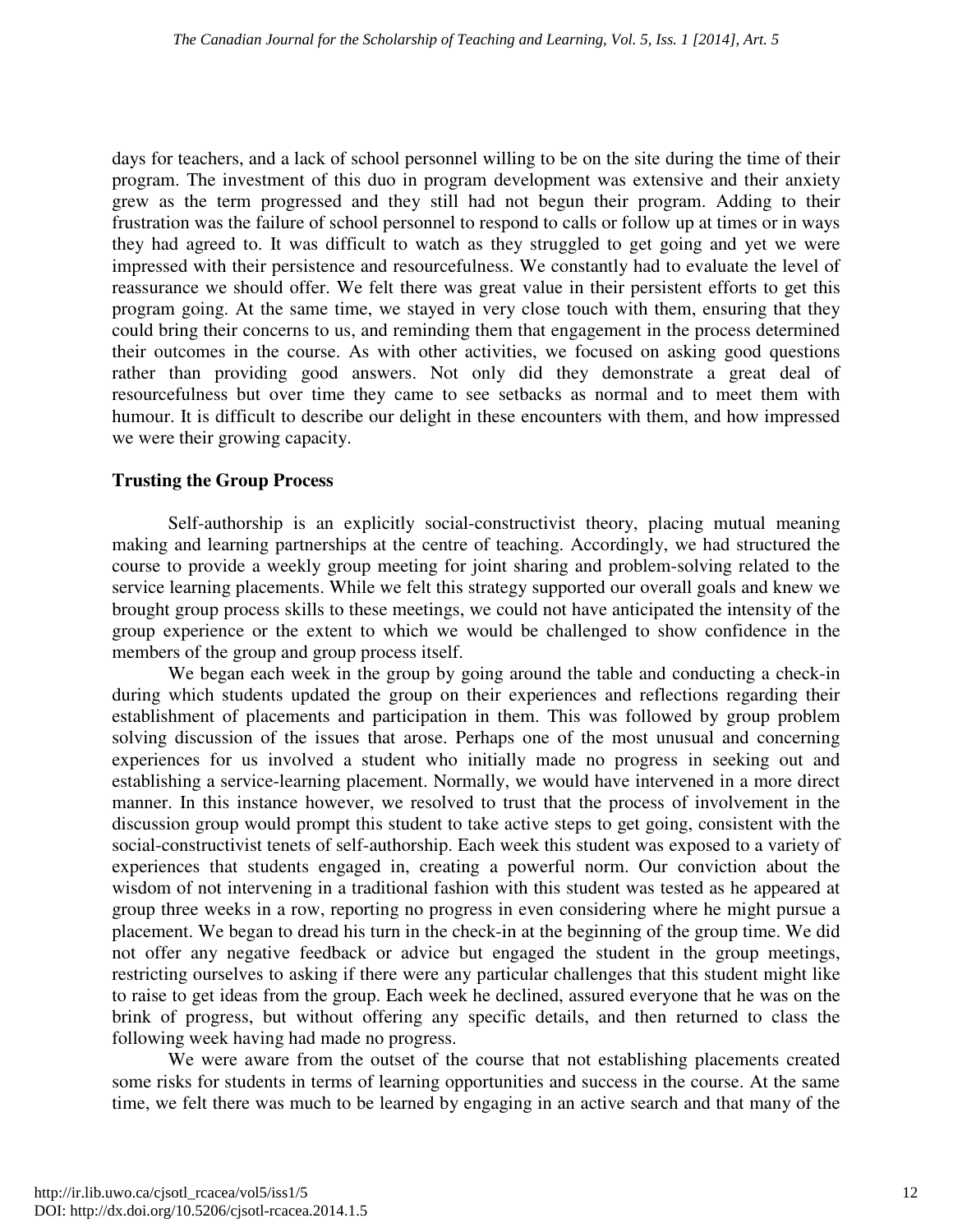days for teachers, and a lack of school personnel willing to be on the site during the time of their program. The investment of this duo in program development was extensive and their anxiety grew as the term progressed and they still had not begun their program. Adding to their frustration was the failure of school personnel to respond to calls or follow up at times or in ways they had agreed to. It was difficult to watch as they struggled to get going and yet we were impressed with their persistence and resourcefulness. We constantly had to evaluate the level of reassurance we should offer. We felt there was great value in their persistent efforts to get this program going. At the same time, we stayed in very close touch with them, ensuring that they could bring their concerns to us, and reminding them that engagement in the process determined their outcomes in the course. As with other activities, we focused on asking good questions rather than providing good answers. Not only did they demonstrate a great deal of resourcefulness but over time they came to see setbacks as normal and to meet them with humour. It is difficult to describe our delight in these encounters with them, and how impressed we were their growing capacity.

### Trusting the Group Process

Self-authorship is an explicitly social-constructivist theory, placing mutual meaning making and learning partnerships at the centre of teaching. Accordingly, we had structured the course to provide a weekly group meeting for joint sharing and problem-solving related to the service learning placements. While we felt this strategy supported our overall goals and knew we brought group process skills to these meetings, we could not have anticipated the intensity of the group experience or the extent to which we would be challenged to show confidence in the members of the group and group process itself.

We began each week in the group by going around the table and conducting a check-in during which students updated the group on their experiences and reflections regarding their establishment of placements and participation in them. This was followed by group problem solving discussion of the issues that arose. Perhaps one of the most unusual and concerning experiences for us involved a student who initially made no progress in seeking out and establishing a service-learning placement. Normally, we would have intervened in a more direct manner. In this instance however, we resolved to trust that the process of involvement in the discussion group would prompt this student to take active steps to get going, consistent with the social-constructivist tenets of self-authorship. Each week this student was exposed to a variety of experiences that students engaged in, creating a powerful norm. Our conviction about the wisdom of not intervening in a traditional fashion with this student was tested as he appeared at group three weeks in a row, reporting no progress in even considering where he might pursue a placement. We began to dread his turn in the check-in at the beginning of the group time. We did not offer any negative feedback or advice but engaged the student in the group meetings, restricting ourselves to asking if there were any particular challenges that this student might like to raise to get ideas from the group. Each week he declined, assured everyone that he was on the brink of progress, but without offering any specific details, and then returned to class the following week having had made no progress.

We were aware from the outset of the course that not establishing placements created some risks for students in terms of learning opportunities and success in the course. At the same time, we felt there was much to be learned by engaging in an active search and that many of the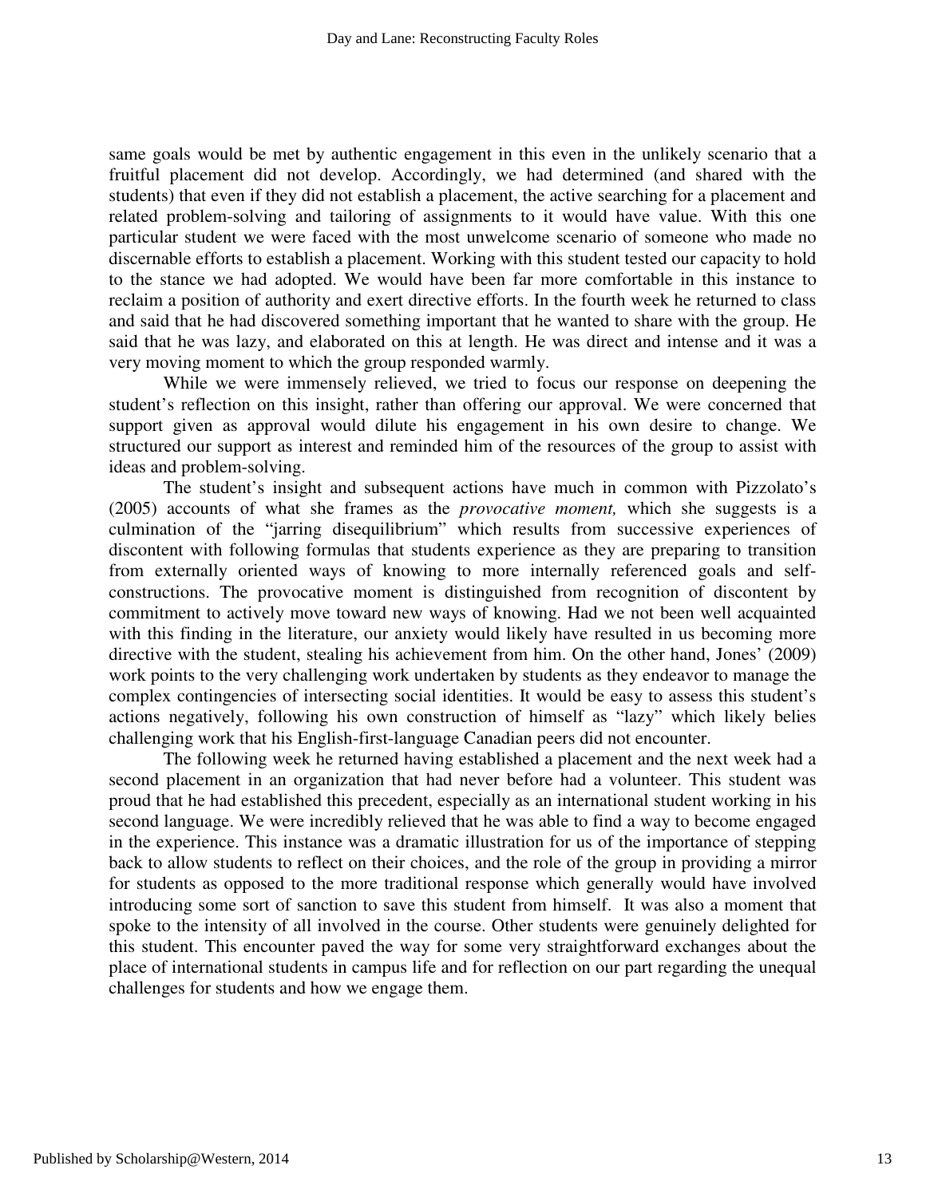same goals would be met by authentic engagement in this even in the unlikely scenario that a fruitful placement did not develop. Accordingly, we had determined (and shared with the students) that even if they did not establish a placement, the active searching for a placement and related problem-solving and tailoring of assignments to it would have value. With this one particular student we were faced with the most unwelcome scenario of someone who made no discernable efforts to establish a placement. Working with this student tested our capacity to hold to the stance we had adopted. We would have been far more comfortable in this instance to reclaim a position of authority and exert directive efforts. In the fourth week he returned to class and said that he had discovered something important that he wanted to share with the group. He said that he was lazy, and elaborated on this at length. He was direct and intense and it was a very moving moment to which the group responded warmly.

While we were immensely relieved, we tried to focus our response on deepening the student's reflection on this insight, rather than offering our approval. We were concerned that support given as approval would dilute his engagement in his own desire to change. We structured our support as interest and reminded him of the resources of the group to assist with ideas and problem-solving.

The student's insight and subsequent actions have much in common with Pizzolato's (2005) accounts of what she frames as the *provocative moment,* which she suggests is a culmination of the "jarring disequilibrium" which results from successive experiences of discontent with following formulas that students experience as they are preparing to transition from externally oriented ways of knowing to more internally referenced goals and self-constructions. The provocative moment is distinguished from recognition of discontent by commitment to actively move toward new ways of knowing. Had we not been well acquainted with this finding in the literature, our anxiety would likely have resulted in us becoming more directive with the student, stealing his achievement from him. On the other hand, Jones' (2009) work points to the very challenging work undertaken by students as they endeavor to manage the complex contingencies of intersecting social identities. It would be easy to assess this student's actions negatively, following his own construction of himself as "lazy" which likely belies challenging work that his English-first-language Canadian peers did not encounter.

The following week he returned having established a placement and the next week had a second placement in an organization that had never before had a volunteer. This student was proud that he had established this precedent, especially as an international student working in his second language. We were incredibly relieved that he was able to find a way to become engaged in the experience. This instance was a dramatic illustration for us of the importance of stepping back to allow students to reflect on their choices, and the role of the group in providing a mirror for students as opposed to the more traditional response which generally would have involved introducing some sort of sanction to save this student from himself. It was also a moment that spoke to the intensity of all involved in the course. Other students were genuinely delighted for this student. This encounter paved the way for some very straightforward exchanges about the place of international students in campus life and for reflection on our part regarding the unequal challenges for students and how we engage them.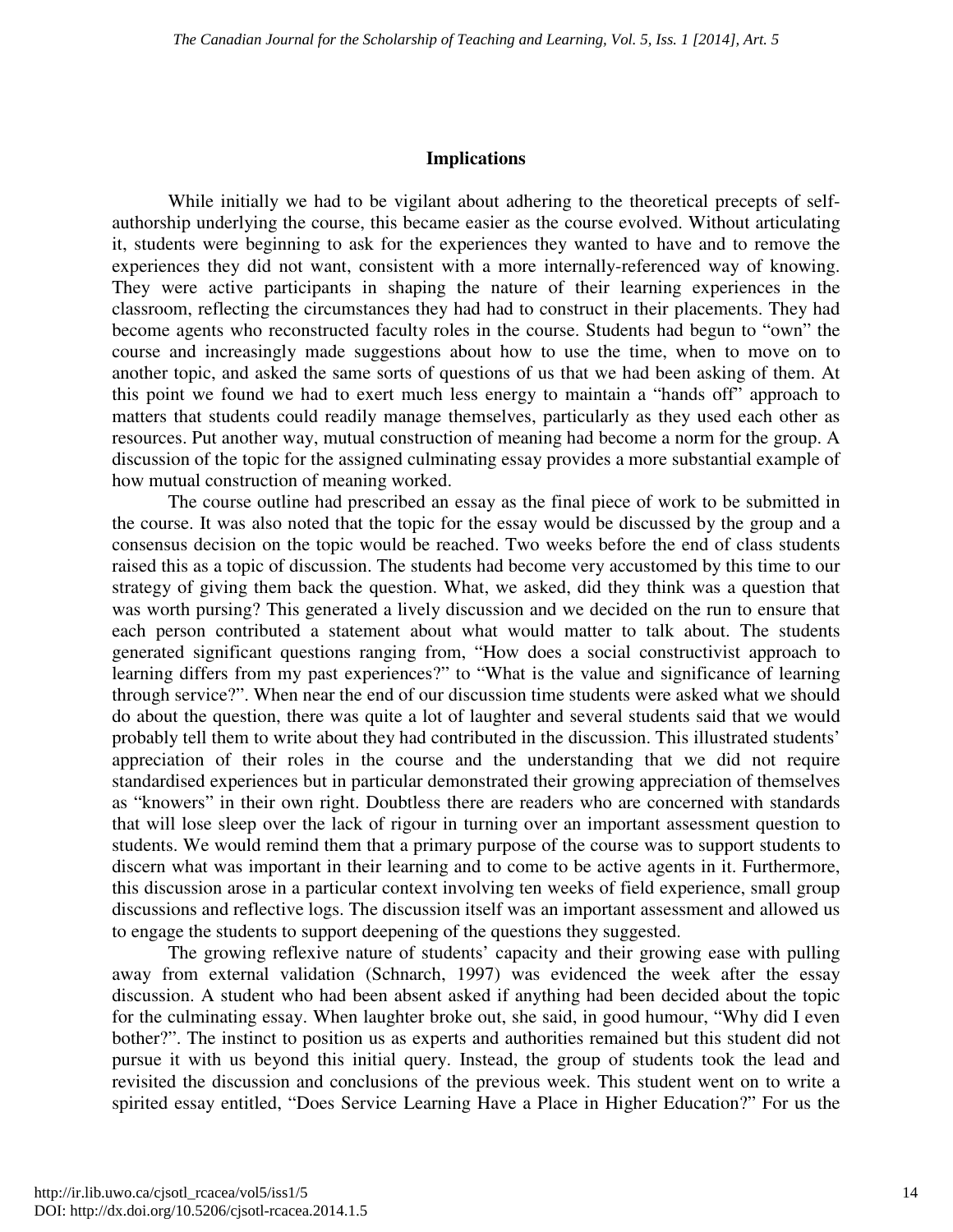## Implications

While initially we had to be vigilant about adhering to the theoretical precepts of self-authorship underlying the course, this became easier as the course evolved. Without articulating it, students were beginning to ask for the experiences they wanted to have and to remove the experiences they did not want, consistent with a more internally-referenced way of knowing. They were active participants in shaping the nature of their learning experiences in the classroom, reflecting the circumstances they had had to construct in their placements. They had become agents who reconstructed faculty roles in the course. Students had begun to "own" the course and increasingly made suggestions about how to use the time, when to move on to another topic, and asked the same sorts of questions of us that we had been asking of them. At this point we found we had to exert much less energy to maintain a "hands off" approach to matters that students could readily manage themselves, particularly as they used each other as resources. Put another way, mutual construction of meaning had become a norm for the group. A discussion of the topic for the assigned culminating essay provides a more substantial example of how mutual construction of meaning worked.

The course outline had prescribed an essay as the final piece of work to be submitted in the course. It was also noted that the topic for the essay would be discussed by the group and a consensus decision on the topic would be reached. Two weeks before the end of class students raised this as a topic of discussion. The students had become very accustomed by this time to our strategy of giving them back the question. What, we asked, did they think was a question that was worth pursing? This generated a lively discussion and we decided on the run to ensure that each person contributed a statement about what would matter to talk about. The students generated significant questions ranging from, "How does a social constructivist approach to learning differs from my past experiences?" to "What is the value and significance of learning through service?". When near the end of our discussion time students were asked what we should do about the question, there was quite a lot of laughter and several students said that we would probably tell them to write about they had contributed in the discussion. This illustrated students' appreciation of their roles in the course and the understanding that we did not require standardised experiences but in particular demonstrated their growing appreciation of themselves as "knowers" in their own right. Doubtless there are readers who are concerned with standards that will lose sleep over the lack of rigour in turning over an important assessment question to students. We would remind them that a primary purpose of the course was to support students to discern what was important in their learning and to come to be active agents in it. Furthermore, this discussion arose in a particular context involving ten weeks of field experience, small group discussions and reflective logs. The discussion itself was an important assessment and allowed us to engage the students to support deepening of the questions they suggested.

The growing reflexive nature of students' capacity and their growing ease with pulling away from external validation (Schnarch, 1997) was evidenced the week after the essay discussion. A student who had been absent asked if anything had been decided about the topic for the culminating essay. When laughter broke out, she said, in good humour, "Why did I even bother?". The instinct to position us as experts and authorities remained but this student did not pursue it with us beyond this initial query. Instead, the group of students took the lead and revisited the discussion and conclusions of the previous week. This student went on to write a spirited essay entitled, "Does Service Learning Have a Place in Higher Education?" For us the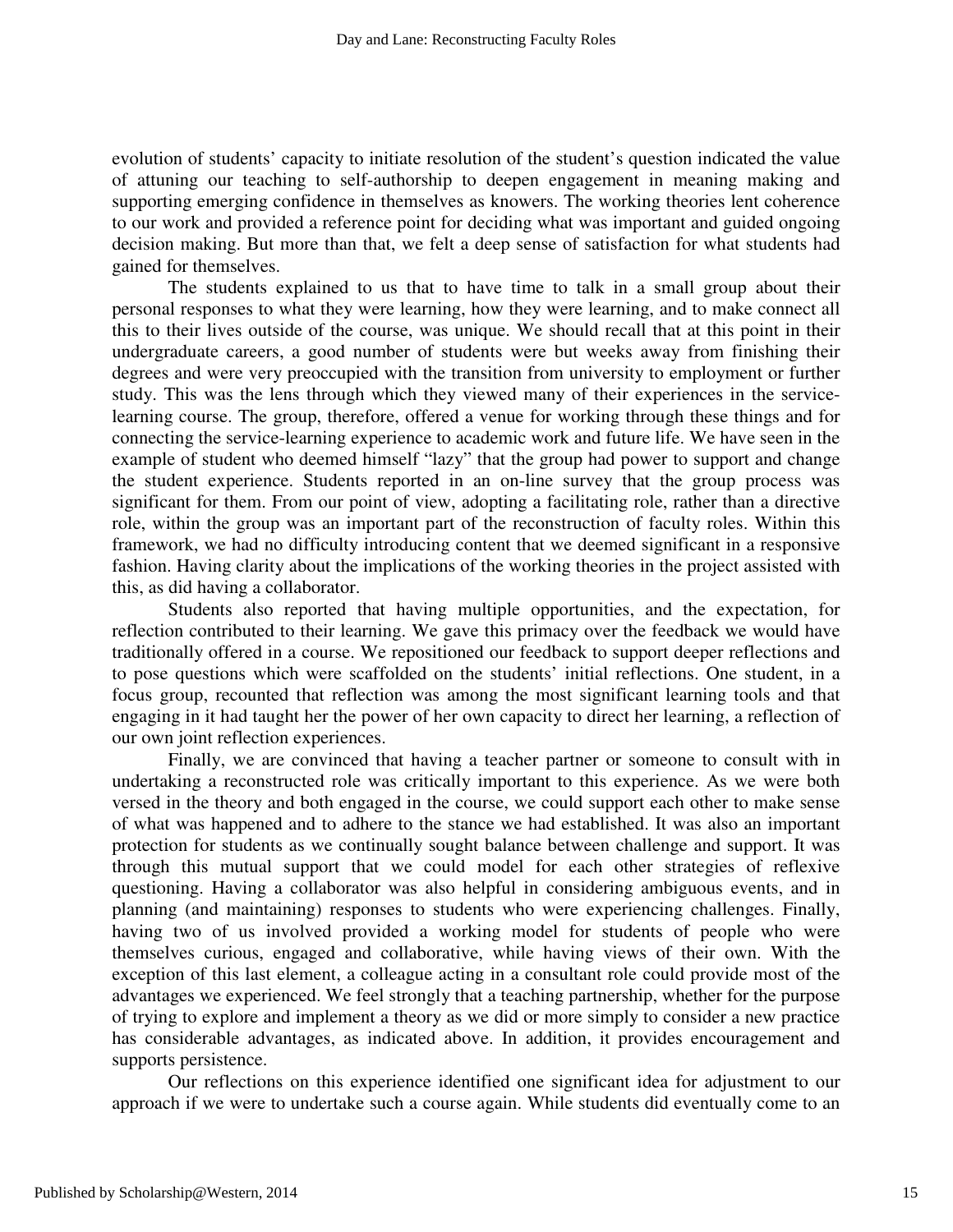evolution of students' capacity to initiate resolution of the student's question indicated the value of attuning our teaching to self-authorship to deepen engagement in meaning making and supporting emerging confidence in themselves as knowers. The working theories lent coherence to our work and provided a reference point for deciding what was important and guided ongoing decision making. But more than that, we felt a deep sense of satisfaction for what students had gained for themselves.

The students explained to us that to have time to talk in a small group about their personal responses to what they were learning, how they were learning, and to make connect all this to their lives outside of the course, was unique. We should recall that at this point in their undergraduate careers, a good number of students were but weeks away from finishing their degrees and were very preoccupied with the transition from university to employment or further study. This was the lens through which they viewed many of their experiences in the service-learning course. The group, therefore, offered a venue for working through these things and for connecting the service-learning experience to academic work and future life. We have seen in the example of student who deemed himself "lazy" that the group had power to support and change the student experience. Students reported in an on-line survey that the group process was significant for them. From our point of view, adopting a facilitating role, rather than a directive role, within the group was an important part of the reconstruction of faculty roles. Within this framework, we had no difficulty introducing content that we deemed significant in a responsive fashion. Having clarity about the implications of the working theories in the project assisted with this, as did having a collaborator.

Students also reported that having multiple opportunities, and the expectation, for reflection contributed to their learning. We gave this primacy over the feedback we would have traditionally offered in a course. We repositioned our feedback to support deeper reflections and to pose questions which were scaffolded on the students' initial reflections. One student, in a focus group, recounted that reflection was among the most significant learning tools and that engaging in it had taught her the power of her own capacity to direct her learning, a reflection of our own joint reflection experiences.

Finally, we are convinced that having a teacher partner or someone to consult with in undertaking a reconstructed role was critically important to this experience. As we were both versed in the theory and both engaged in the course, we could support each other to make sense of what was happened and to adhere to the stance we had established. It was also an important protection for students as we continually sought balance between challenge and support. It was through this mutual support that we could model for each other strategies of reflexive questioning. Having a collaborator was also helpful in considering ambiguous events, and in planning (and maintaining) responses to students who were experiencing challenges. Finally, having two of us involved provided a working model for students of people who were themselves curious, engaged and collaborative, while having views of their own. With the exception of this last element, a colleague acting in a consultant role could provide most of the advantages we experienced. We feel strongly that a teaching partnership, whether for the purpose of trying to explore and implement a theory as we did or more simply to consider a new practice has considerable advantages, as indicated above. In addition, it provides encouragement and supports persistence.

Our reflections on this experience identified one significant idea for adjustment to our approach if we were to undertake such a course again. While students did eventually come to an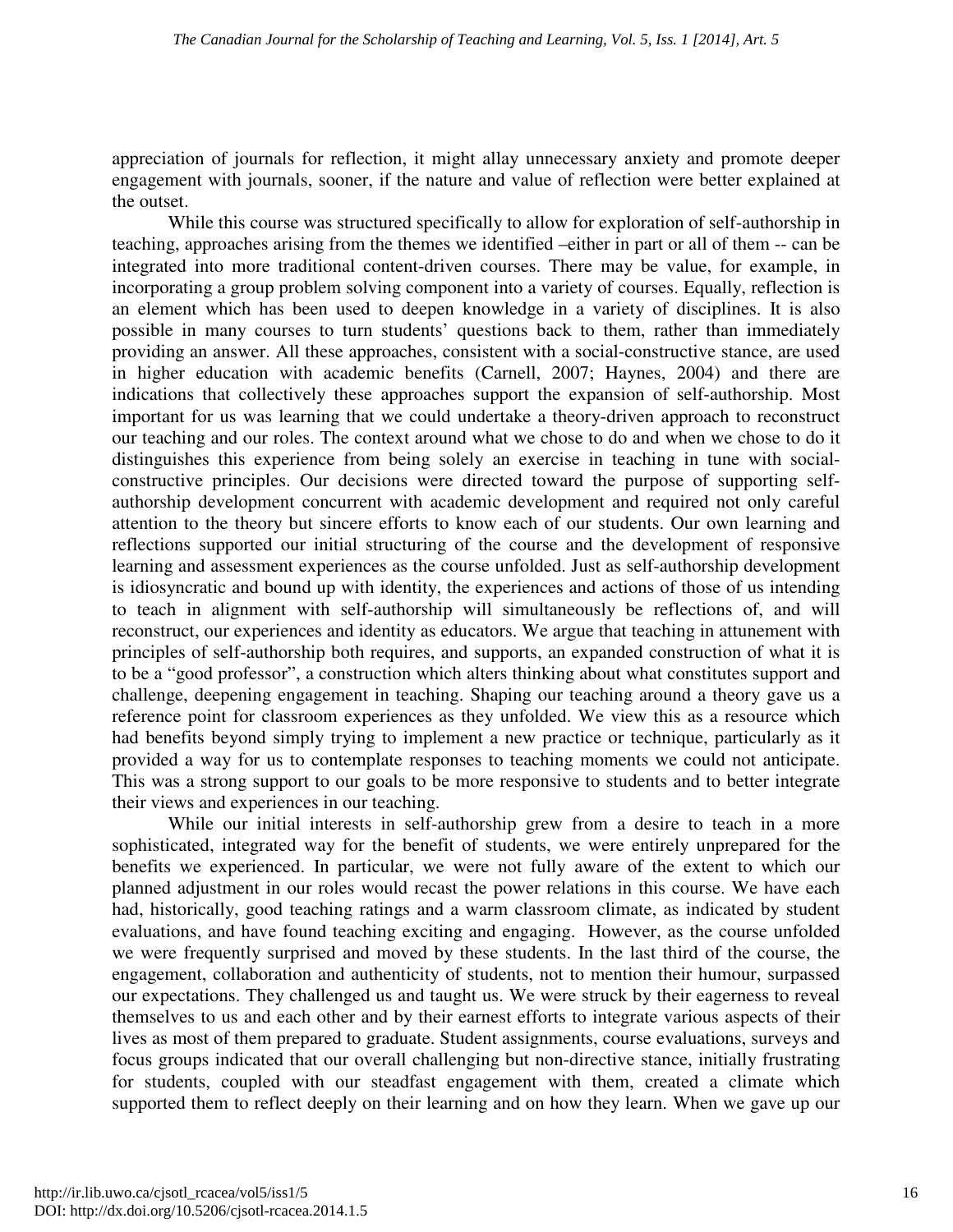appreciation of journals for reflection, it might allay unnecessary anxiety and promote deeper engagement with journals, sooner, if the nature and value of reflection were better explained at the outset.

While this course was structured specifically to allow for exploration of self-authorship in teaching, approaches arising from the themes we identified –either in part or all of them -- can be integrated into more traditional content-driven courses. There may be value, for example, in incorporating a group problem solving component into a variety of courses. Equally, reflection is an element which has been used to deepen knowledge in a variety of disciplines. It is also possible in many courses to turn students' questions back to them, rather than immediately providing an answer. All these approaches, consistent with a social-constructive stance, are used in higher education with academic benefits (Carnell, 2007; Haynes, 2004) and there are indications that collectively these approaches support the expansion of self-authorship. Most important for us was learning that we could undertake a theory-driven approach to reconstruct our teaching and our roles. The context around what we chose to do and when we chose to do it distinguishes this experience from being solely an exercise in teaching in tune with social-constructive principles. Our decisions were directed toward the purpose of supporting self-authorship development concurrent with academic development and required not only careful attention to the theory but sincere efforts to know each of our students. Our own learning and reflections supported our initial structuring of the course and the development of responsive learning and assessment experiences as the course unfolded. Just as self-authorship development is idiosyncratic and bound up with identity, the experiences and actions of those of us intending to teach in alignment with self-authorship will simultaneously be reflections of, and will reconstruct, our experiences and identity as educators. We argue that teaching in attunement with principles of self-authorship both requires, and supports, an expanded construction of what it is to be a "good professor", a construction which alters thinking about what constitutes support and challenge, deepening engagement in teaching. Shaping our teaching around a theory gave us a reference point for classroom experiences as they unfolded. We view this as a resource which had benefits beyond simply trying to implement a new practice or technique, particularly as it provided a way for us to contemplate responses to teaching moments we could not anticipate. This was a strong support to our goals to be more responsive to students and to better integrate their views and experiences in our teaching.

While our initial interests in self-authorship grew from a desire to teach in a more sophisticated, integrated way for the benefit of students, we were entirely unprepared for the benefits we experienced. In particular, we were not fully aware of the extent to which our planned adjustment in our roles would recast the power relations in this course. We have each had, historically, good teaching ratings and a warm classroom climate, as indicated by student evaluations, and have found teaching exciting and engaging. However, as the course unfolded we were frequently surprised and moved by these students. In the last third of the course, the engagement, collaboration and authenticity of students, not to mention their humour, surpassed our expectations. They challenged us and taught us. We were struck by their eagerness to reveal themselves to us and each other and by their earnest efforts to integrate various aspects of their lives as most of them prepared to graduate. Student assignments, course evaluations, surveys and focus groups indicated that our overall challenging but non-directive stance, initially frustrating for students, coupled with our steadfast engagement with them, created a climate which supported them to reflect deeply on their learning and on how they learn. When we gave up our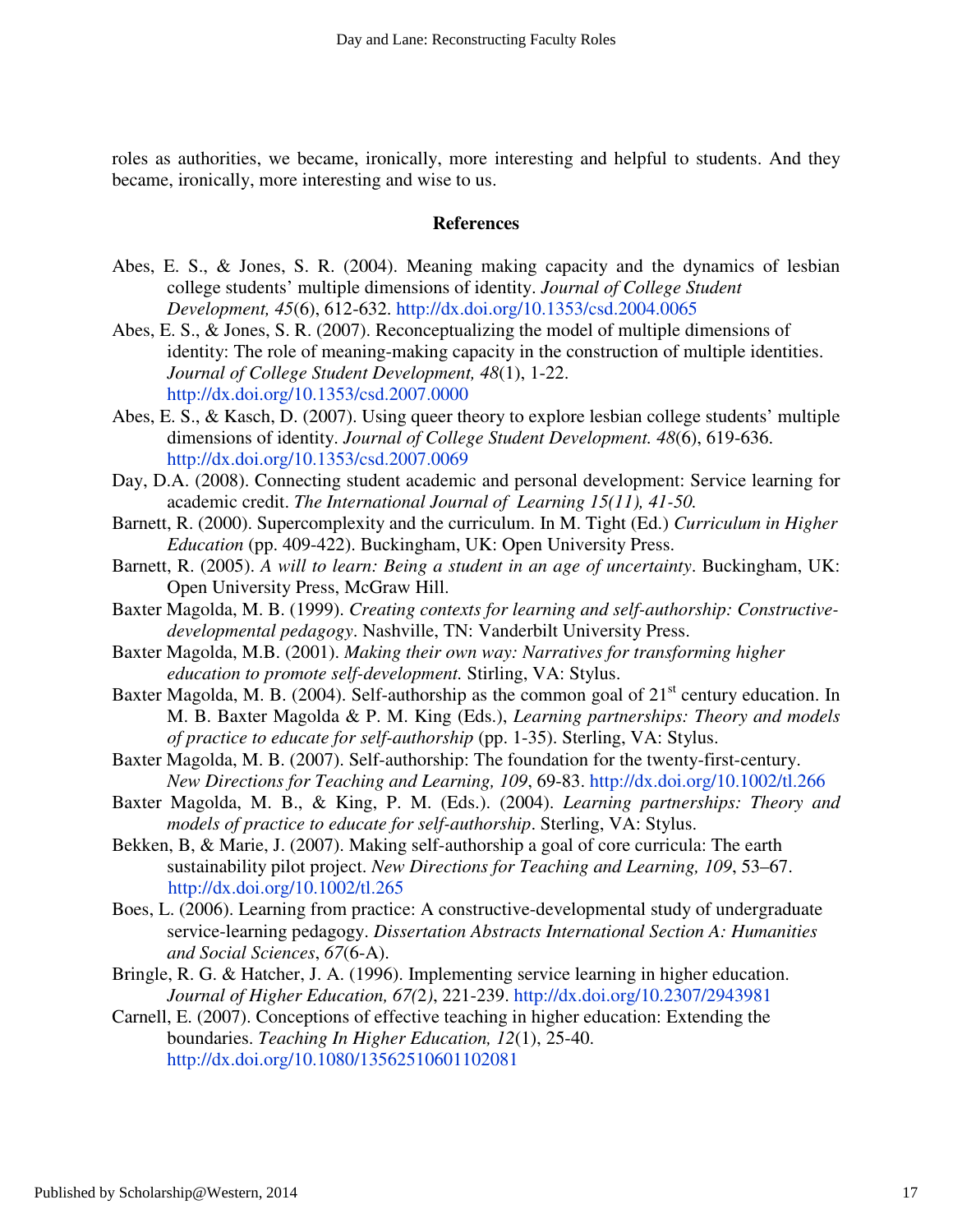roles as authorities, we became, ironically, more interesting and helpful to students. And they became, ironically, more interesting and wise to us.

## References

Abes, E. S., & Jones, S. R. (2004). Meaning making capacity and the dynamics of lesbian college students' multiple dimensions of identity. *Journal of College Student Development, 45*(6), 612-632. http://dx.doi.org/10.1353/csd.2004.0065

Abes, E. S., & Jones, S. R. (2007). Reconceptualizing the model of multiple dimensions of identity: The role of meaning-making capacity in the construction of multiple identities. *Journal of College Student Development, 48*(1), 1-22. http://dx.doi.org/10.1353/csd.2007.0000

Abes, E. S., & Kasch, D. (2007). Using queer theory to explore lesbian college students' multiple dimensions of identity. *Journal of College Student Development. 48*(6), 619-636. http://dx.doi.org/10.1353/csd.2007.0069

Day, D.A. (2008). Connecting student academic and personal development: Service learning for academic credit. *The International Journal of Learning 15(11), 41-50.*

Barnett, R. (2000). Supercomplexity and the curriculum. In M. Tight (Ed.) *Curriculum in Higher Education* (pp. 409-422). Buckingham, UK: Open University Press.

Barnett, R. (2005). *A will to learn: Being a student in an age of uncertainty*. Buckingham, UK: Open University Press, McGraw Hill.

Baxter Magolda, M. B. (1999). *Creating contexts for learning and self-authorship: Constructive-developmental pedagogy*. Nashville, TN: Vanderbilt University Press.

Baxter Magolda, M.B. (2001). *Making their own way: Narratives for transforming higher education to promote self-development.* Stirling, VA: Stylus.

Baxter Magolda, M. B. (2004). Self-authorship as the common goal of 21st century education. In M. B. Baxter Magolda & P. M. King (Eds.), *Learning partnerships: Theory and models of practice to educate for self-authorship* (pp. 1-35). Sterling, VA: Stylus.

Baxter Magolda, M. B. (2007). Self-authorship: The foundation for the twenty-first-century. *New Directions for Teaching and Learning, 109*, 69-83. http://dx.doi.org/10.1002/tl.266

Baxter Magolda, M. B., & King, P. M. (Eds.). (2004). *Learning partnerships: Theory and models of practice to educate for self-authorship*. Sterling, VA: Stylus.

Bekken, B, & Marie, J. (2007). Making self-authorship a goal of core curricula: The earth sustainability pilot project. *New Directions for Teaching and Learning, 109*, 53–67. http://dx.doi.org/10.1002/tl.265

Boes, L. (2006). Learning from practice: A constructive-developmental study of undergraduate service-learning pedagogy. *Dissertation Abstracts International Section A: Humanities and Social Sciences*, *67*(6-A).

Bringle, R. G. & Hatcher, J. A. (1996). Implementing service learning in higher education. *Journal of Higher Education, 67(*2*)*, 221-239. http://dx.doi.org/10.2307/2943981

Carnell, E. (2007). Conceptions of effective teaching in higher education: Extending the boundaries. *Teaching In Higher Education, 12*(1), 25-40. http://dx.doi.org/10.1080/13562510601102081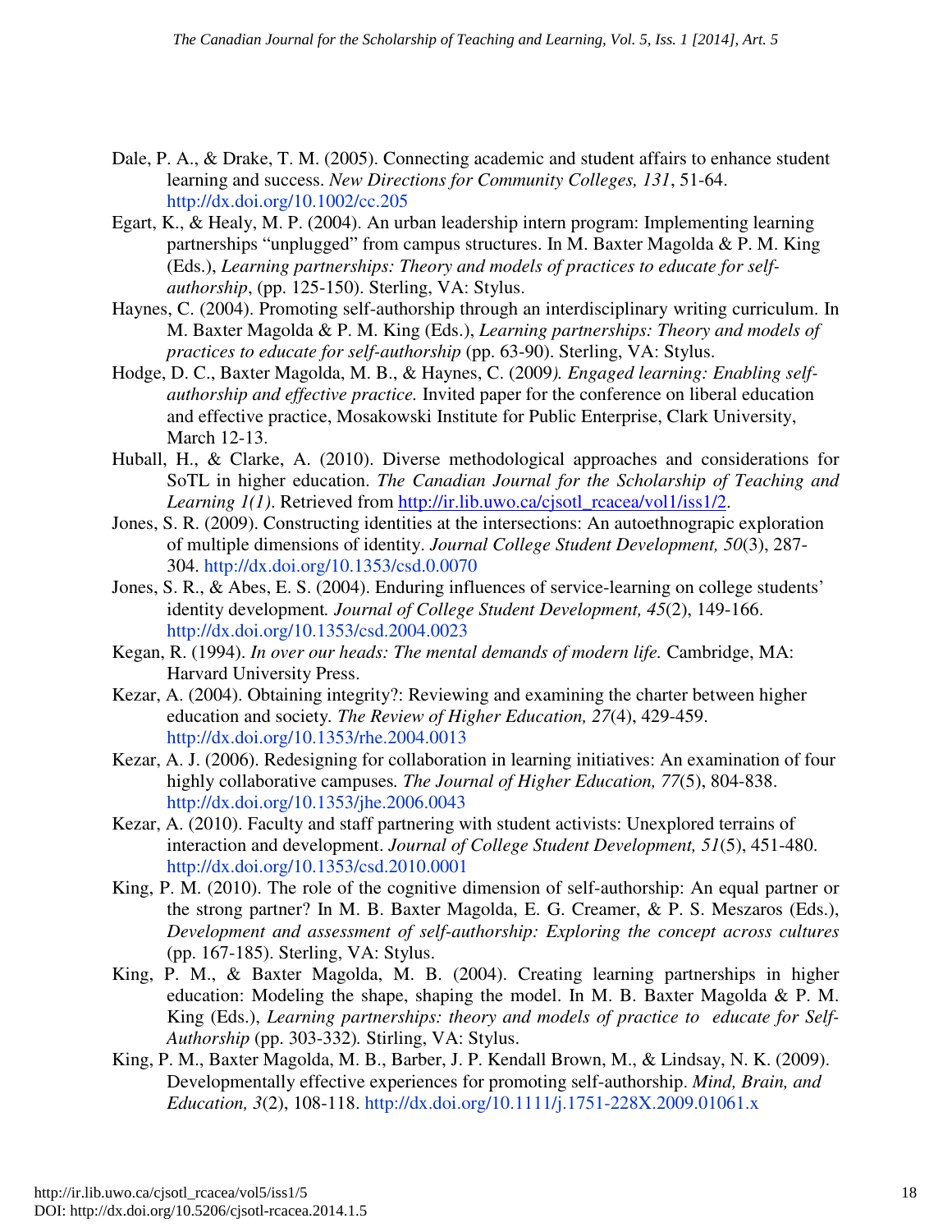Dale, P. A., & Drake, T. M. (2005). Connecting academic and student affairs to enhance student learning and success. *New Directions for Community Colleges, 131*, 51-64. http://dx.doi.org/10.1002/cc.205

Egart, K., & Healy, M. P. (2004). An urban leadership intern program: Implementing learning partnerships "unplugged" from campus structures. In M. Baxter Magolda & P. M. King (Eds.), *Learning partnerships: Theory and models of practices to educate for self-authorship*, (pp. 125-150). Sterling, VA: Stylus.

Haynes, C. (2004). Promoting self-authorship through an interdisciplinary writing curriculum. In M. Baxter Magolda & P. M. King (Eds.), *Learning partnerships: Theory and models of practices to educate for self-authorship* (pp. 63-90). Sterling, VA: Stylus.

Hodge, D. C., Baxter Magolda, M. B., & Haynes, C. (2009*). Engaged learning: Enabling self-authorship and effective practice.* Invited paper for the conference on liberal education and effective practice, Mosakowski Institute for Public Enterprise, Clark University, March 12-13.

Huball, H., & Clarke, A. (2010). Diverse methodological approaches and considerations for SoTL in higher education. *The Canadian Journal for the Scholarship of Teaching and Learning 1(1)*. Retrieved from http://ir.lib.uwo.ca/cjsotl_rcacea/vol1/iss1/2.

Jones, S. R. (2009). Constructing identities at the intersections: An autoethnograpic exploration of multiple dimensions of identity. *Journal College Student Development, 50*(3), 287-304. http://dx.doi.org/10.1353/csd.0.0070

Jones, S. R., & Abes, E. S. (2004). Enduring influences of service-learning on college students' identity development*. Journal of College Student Development, 45*(2), 149-166. http://dx.doi.org/10.1353/csd.2004.0023

Kegan, R. (1994). *In over our heads: The mental demands of modern life.* Cambridge, MA: Harvard University Press.

Kezar, A. (2004). Obtaining integrity?: Reviewing and examining the charter between higher education and society*. The Review of Higher Education, 27*(4), 429-459. http://dx.doi.org/10.1353/rhe.2004.0013

Kezar, A. J. (2006). Redesigning for collaboration in learning initiatives: An examination of four highly collaborative campuses*. The Journal of Higher Education, 77*(5), 804-838. http://dx.doi.org/10.1353/jhe.2006.0043

Kezar, A. (2010). Faculty and staff partnering with student activists: Unexplored terrains of interaction and development. *Journal of College Student Development, 51*(5), 451-480. http://dx.doi.org/10.1353/csd.2010.0001

King, P. M. (2010). The role of the cognitive dimension of self-authorship: An equal partner or the strong partner? In M. B. Baxter Magolda, E. G. Creamer, & P. S. Meszaros (Eds.), *Development and assessment of self-authorship: Exploring the concept across cultures* (pp. 167-185). Sterling, VA: Stylus.

King, P. M., & Baxter Magolda, M. B. (2004). Creating learning partnerships in higher education: Modeling the shape, shaping the model. In M. B. Baxter Magolda & P. M. King (Eds.), *Learning partnerships: theory and models of practice to educate for Self-Authorship* (pp. 303-332)*.* Stirling, VA: Stylus.

King, P. M., Baxter Magolda, M. B., Barber, J. P. Kendall Brown, M., & Lindsay, N. K. (2009). Developmentally effective experiences for promoting self-authorship. *Mind, Brain, and Education, 3*(2), 108-118. http://dx.doi.org/10.1111/j.1751-228X.2009.01061.x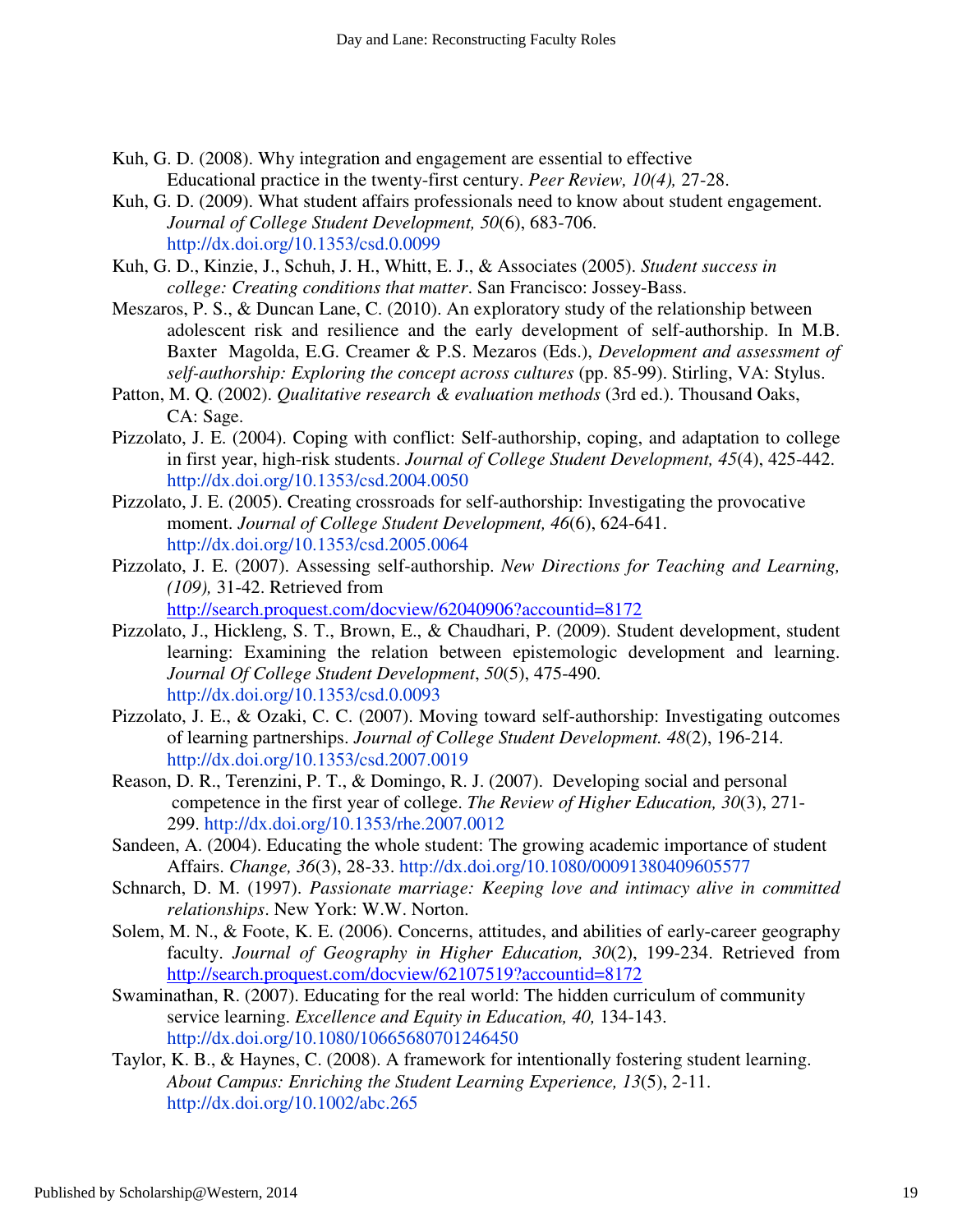Kuh, G. D. (2008). Why integration and engagement are essential to effective Educational practice in the twenty-first century. *Peer Review, 10(4),* 27-28.

Kuh, G. D. (2009). What student affairs professionals need to know about student engagement. *Journal of College Student Development, 50*(6), 683-706. http://dx.doi.org/10.1353/csd.0.0099

Kuh, G. D., Kinzie, J., Schuh, J. H., Whitt, E. J., & Associates (2005). *Student success in college: Creating conditions that matter*. San Francisco: Jossey-Bass.

Meszaros, P. S., & Duncan Lane, C. (2010). An exploratory study of the relationship between adolescent risk and resilience and the early development of self-authorship. In M.B. Baxter Magolda, E.G. Creamer & P.S. Mezaros (Eds.), *Development and assessment of self-authorship: Exploring the concept across cultures* (pp. 85-99). Stirling, VA: Stylus.

Patton, M. Q. (2002). *Qualitative research & evaluation methods* (3rd ed.). Thousand Oaks, CA: Sage.

Pizzolato, J. E. (2004). Coping with conflict: Self-authorship, coping, and adaptation to college in first year, high-risk students. *Journal of College Student Development, 45*(4), 425-442. http://dx.doi.org/10.1353/csd.2004.0050

Pizzolato, J. E. (2005). Creating crossroads for self-authorship: Investigating the provocative moment. *Journal of College Student Development, 46*(6), 624-641. http://dx.doi.org/10.1353/csd.2005.0064

Pizzolato, J. E. (2007). Assessing self-authorship. *New Directions for Teaching and Learning, (109),* 31-42. Retrieved from http://search.proquest.com/docview/62040906?accountid=8172

Pizzolato, J., Hickleng, S. T., Brown, E., & Chaudhari, P. (2009). Student development, student learning: Examining the relation between epistemologic development and learning. *Journal Of College Student Development*, *50*(5), 475-490. http://dx.doi.org/10.1353/csd.0.0093

Pizzolato, J. E., & Ozaki, C. C. (2007). Moving toward self-authorship: Investigating outcomes of learning partnerships. *Journal of College Student Development. 48*(2), 196-214. http://dx.doi.org/10.1353/csd.2007.0019

Reason, D. R., Terenzini, P. T., & Domingo, R. J. (2007). Developing social and personal competence in the first year of college. *The Review of Higher Education, 30*(3), 271-299. http://dx.doi.org/10.1353/rhe.2007.0012

Sandeen, A. (2004). Educating the whole student: The growing academic importance of student Affairs. *Change, 36*(3), 28-33. http://dx.doi.org/10.1080/00091380409605577

Schnarch, D. M. (1997). *Passionate marriage: Keeping love and intimacy alive in committed relationships*. New York: W.W. Norton.

Solem, M. N., & Foote, K. E. (2006). Concerns, attitudes, and abilities of early-career geography faculty. *Journal of Geography in Higher Education, 30*(2), 199-234. Retrieved from http://search.proquest.com/docview/62107519?accountid=8172

Swaminathan, R. (2007). Educating for the real world: The hidden curriculum of community service learning. *Excellence and Equity in Education, 40,* 134-143. http://dx.doi.org/10.1080/10665680701246450

Taylor, K. B., & Haynes, C. (2008). A framework for intentionally fostering student learning. *About Campus: Enriching the Student Learning Experience, 13*(5), 2-11. http://dx.doi.org/10.1002/abc.265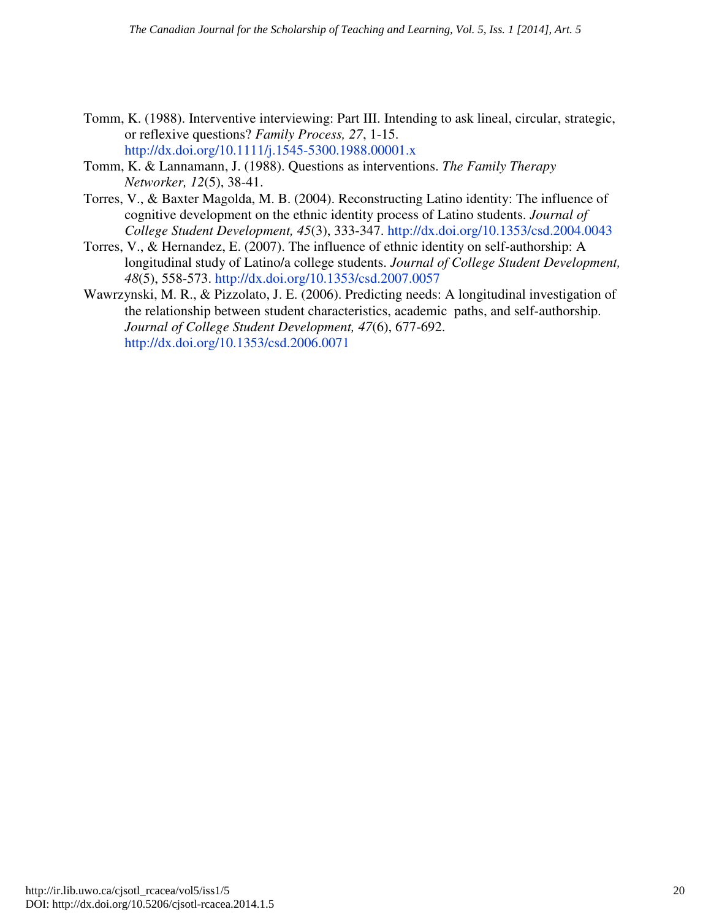Tomm, K. (1988). Interventive interviewing: Part III. Intending to ask lineal, circular, strategic, or reflexive questions? *Family Process, 27*, 1-15. http://dx.doi.org/10.1111/j.1545-5300.1988.00001.x

Tomm, K. & Lannamann, J. (1988). Questions as interventions. *The Family Therapy Networker, 12*(5), 38-41.

Torres, V., & Baxter Magolda, M. B. (2004). Reconstructing Latino identity: The influence of cognitive development on the ethnic identity process of Latino students. *Journal of College Student Development, 45*(3), 333-347. http://dx.doi.org/10.1353/csd.2004.0043

Torres, V., & Hernandez, E. (2007). The influence of ethnic identity on self-authorship: A longitudinal study of Latino/a college students. *Journal of College Student Development, 48*(5), 558-573. http://dx.doi.org/10.1353/csd.2007.0057

Wawrzynski, M. R., & Pizzolato, J. E. (2006). Predicting needs: A longitudinal investigation of the relationship between student characteristics, academic paths, and self-authorship. *Journal of College Student Development, 47*(6), 677-692. http://dx.doi.org/10.1353/csd.2006.0071